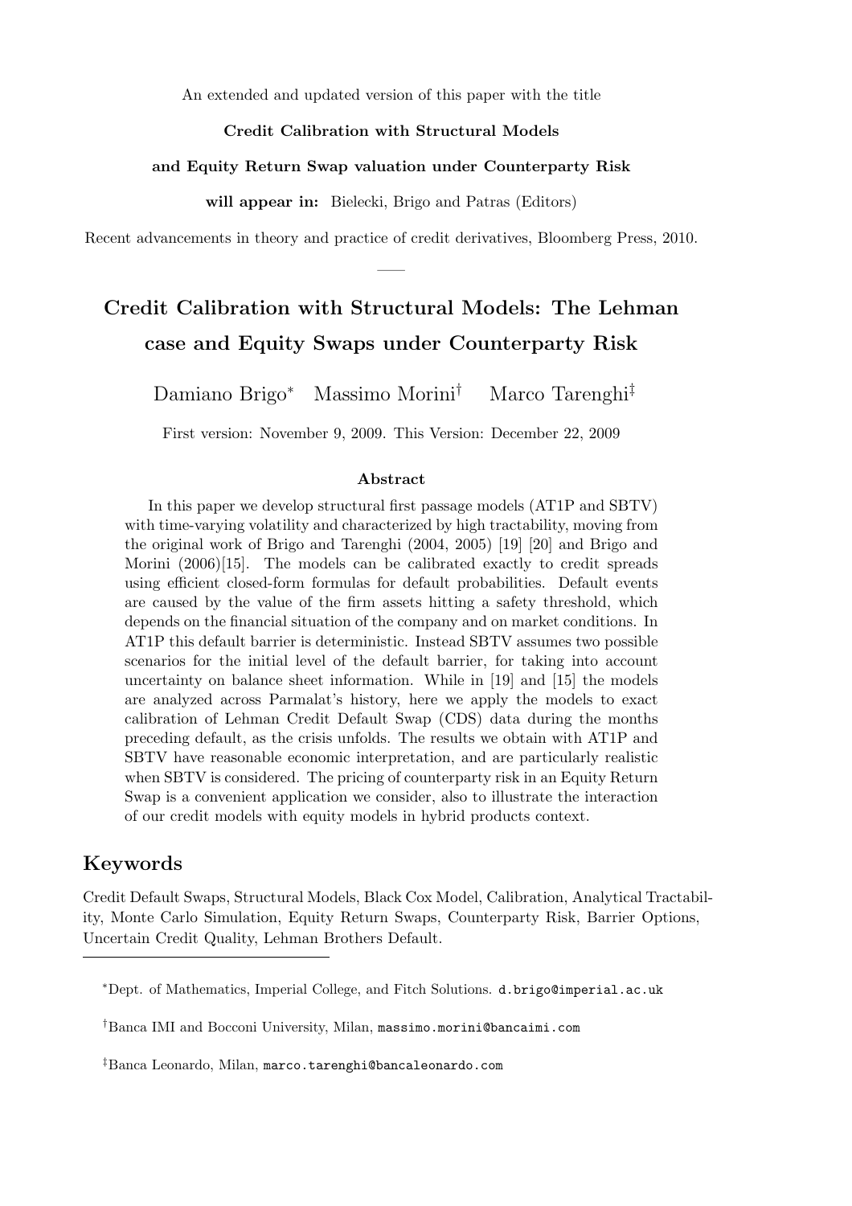An extended and updated version of this paper with the title

**Credit Calibration with Structural Models**

**and Equity Return Swap valuation under Counterparty Risk**

**will appear in:** Bielecki, Brigo and Patras (Editors)

Recent advancements in theory and practice of credit derivatives, Bloomberg Press, 2010.

---

# Credit Calibration with Structural Models: The Lehman case and Equity Swaps under Counterparty Risk

Damiano Brigo[*] Massimo Morini[†] Marco Tarenghi[‡]

First version: November 9, 2009. This Version: December 22, 2009

### Abstract

In this paper we develop structural first passage models (AT1P and SBTV) with time-varying volatility and characterized by high tractability, moving from the original work of Brigo and Tarenghi (2004, 2005) [19] [20] and Brigo and Morini (2006)[15]. The models can be calibrated exactly to credit spreads using efficient closed-form formulas for default probabilities. Default events are caused by the value of the firm assets hitting a safety threshold, which depends on the financial situation of the company and on market conditions. In AT1P this default barrier is deterministic. Instead SBTV assumes two possible scenarios for the initial level of the default barrier, for taking into account uncertainty on balance sheet information. While in [19] and [15] the models are analyzed across Parmalat's history, here we apply the models to exact calibration of Lehman Credit Default Swap (CDS) data during the months preceding default, as the crisis unfolds. The results we obtain with AT1P and SBTV have reasonable economic interpretation, and are particularly realistic when SBTV is considered. The pricing of counterparty risk in an Equity Return Swap is a convenient application we consider, also to illustrate the interaction of our credit models with equity models in hybrid products context.

## Keywords

Credit Default Swaps, Structural Models, Black Cox Model, Calibration, Analytical Tractability, Monte Carlo Simulation, Equity Return Swaps, Counterparty Risk, Barrier Options, Uncertain Credit Quality, Lehman Brothers Default.

---

[*] Dept. of Mathematics, Imperial College, and Fitch Solutions. d.brigo@imperial.ac.uk

[†] Banca IMI and Bocconi University, Milan, massimo.morini@bancaimi.com

[‡] Banca Leonardo, Milan, marco.tarenghi@bancaleonardo.com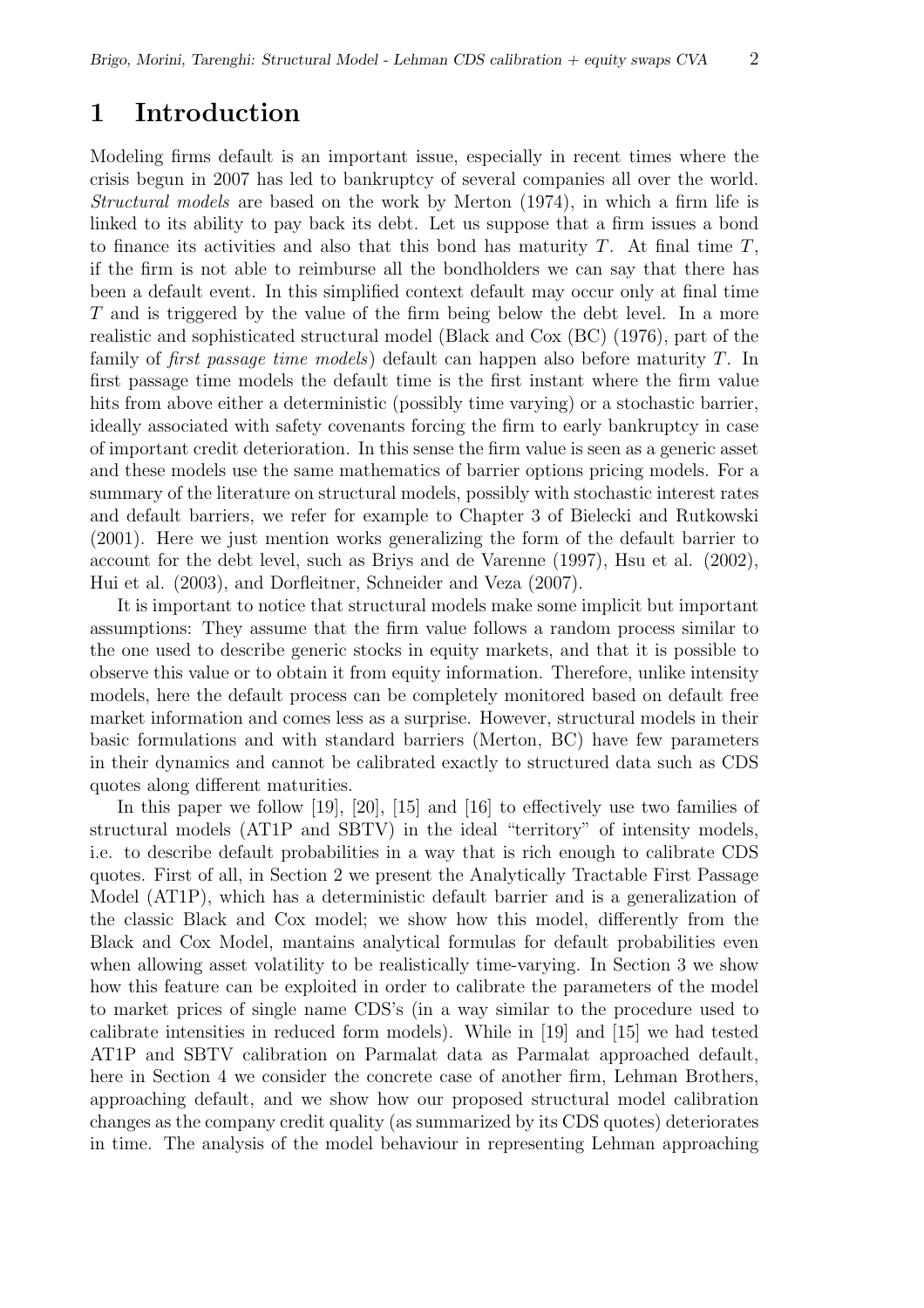# 1 Introduction

Modeling firms default is an important issue, especially in recent times where the crisis begun in 2007 has led to bankruptcy of several companies all over the world. *Structural models* are based on the work by Merton (1974), in which a firm life is linked to its ability to pay back its debt. Let us suppose that a firm issues a bond to finance its activities and also that this bond has maturity $T$. At final time $T$, if the firm is not able to reimburse all the bondholders we can say that there has been a default event. In this simplified context default may occur only at final time $T$ and is triggered by the value of the firm being below the debt level. In a more realistic and sophisticated structural model (Black and Cox (BC) (1976), part of the family of *first passage time models*) default can happen also before maturity $T$. In first passage time models the default time is the first instant where the firm value hits from above either a deterministic (possibly time varying) or a stochastic barrier, ideally associated with safety covenants forcing the firm to early bankruptcy in case of important credit deterioration. In this sense the firm value is seen as a generic asset and these models use the same mathematics of barrier options pricing models. For a summary of the literature on structural models, possibly with stochastic interest rates and default barriers, we refer for example to Chapter 3 of Bielecki and Rutkowski (2001). Here we just mention works generalizing the form of the default barrier to account for the debt level, such as Briys and de Varenne (1997), Hsu et al. (2002), Hui et al. (2003), and Dorfleitner, Schneider and Veza (2007).

It is important to notice that structural models make some implicit but important assumptions: They assume that the firm value follows a random process similar to the one used to describe generic stocks in equity markets, and that it is possible to observe this value or to obtain it from equity information. Therefore, unlike intensity models, here the default process can be completely monitored based on default free market information and comes less as a surprise. However, structural models in their basic formulations and with standard barriers (Merton, BC) have few parameters in their dynamics and cannot be calibrated exactly to structured data such as CDS quotes along different maturities.

In this paper we follow [19], [20], [15] and [16] to effectively use two families of structural models (AT1P and SBTV) in the ideal "territory" of intensity models, i.e. to describe default probabilities in a way that is rich enough to calibrate CDS quotes. First of all, in Section 2 we present the Analytically Tractable First Passage Model (AT1P), which has a deterministic default barrier and is a generalization of the classic Black and Cox model; we show how this model, differently from the Black and Cox Model, mantains analytical formulas for default probabilities even when allowing asset volatility to be realistically time-varying. In Section 3 we show how this feature can be exploited in order to calibrate the parameters of the model to market prices of single name CDS's (in a way similar to the procedure used to calibrate intensities in reduced form models). While in [19] and [15] we had tested AT1P and SBTV calibration on Parmalat data as Parmalat approached default, here in Section 4 we consider the concrete case of another firm, Lehman Brothers, approaching default, and we show how our proposed structural model calibration changes as the company credit quality (as summarized by its CDS quotes) deteriorates in time. The analysis of the model behaviour in representing Lehman approaching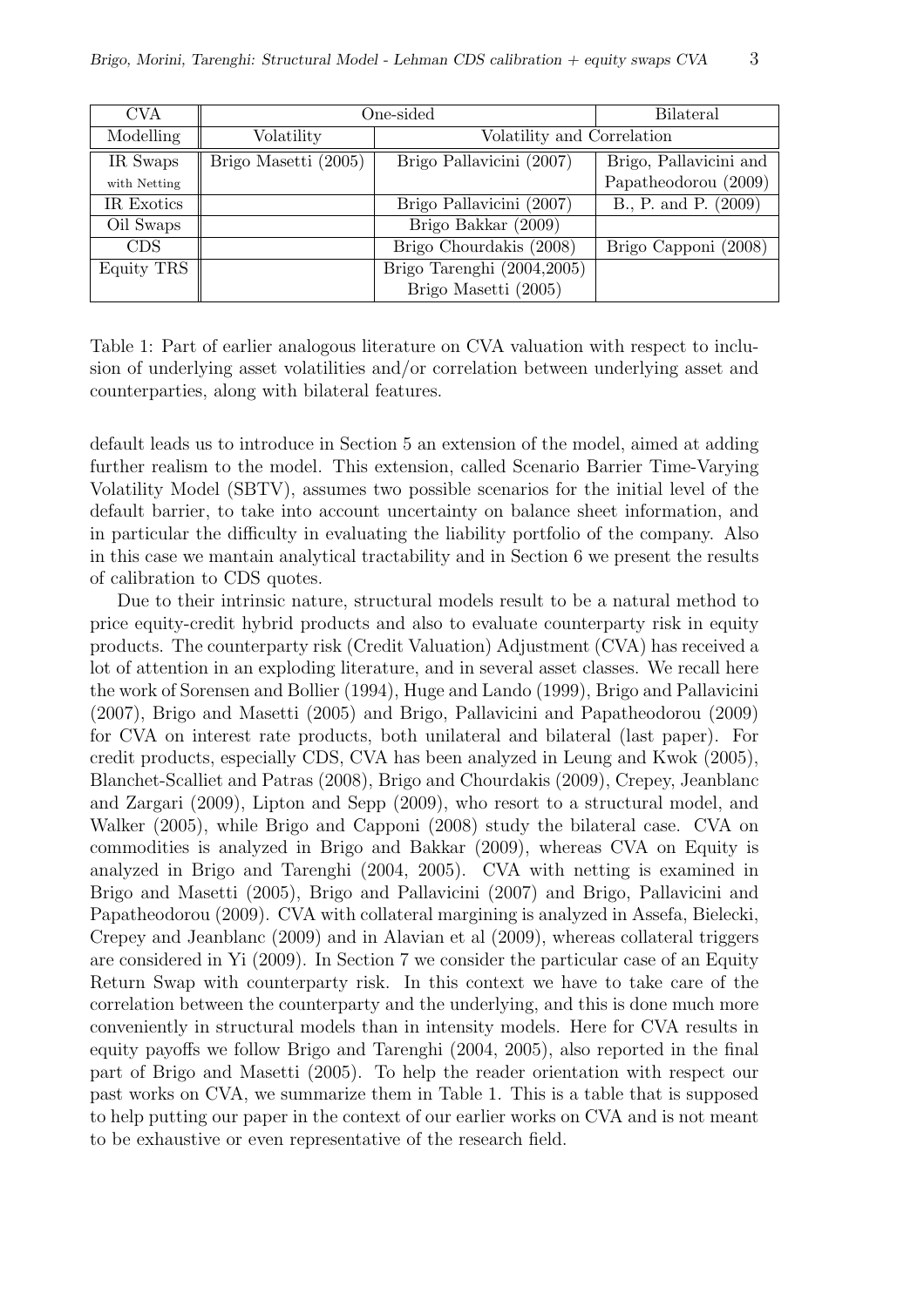| CVA | One-sided | | Bilateral |
|---|---|---|---|
| Modelling | Volatility | Volatility and Correlation | |
| IR Swaps with Netting | Brigo Masetti (2005) | Brigo Pallavicini (2007) | Brigo, Pallavicini and Papatheodorou (2009) |
| IR Exotics | | Brigo Pallavicini (2007) | B., P. and P. (2009) |
| Oil Swaps | | Brigo Bakkar (2009) | |
| CDS | | Brigo Chourdakis (2008) | Brigo Capponi (2008) |
| Equity TRS | | Brigo Tarenghi (2004,2005) Brigo Masetti (2005) | |

Table 1: Part of earlier analogous literature on CVA valuation with respect to inclusion of underlying asset volatilities and/or correlation between underlying asset and counterparties, along with bilateral features.

default leads us to introduce in Section 5 an extension of the model, aimed at adding further realism to the model. This extension, called Scenario Barrier Time-Varying Volatility Model (SBTV), assumes two possible scenarios for the initial level of the default barrier, to take into account uncertainty on balance sheet information, and in particular the difficulty in evaluating the liability portfolio of the company. Also in this case we mantain analytical tractability and in Section 6 we present the results of calibration to CDS quotes.

Due to their intrinsic nature, structural models result to be a natural method to price equity-credit hybrid products and also to evaluate counterparty risk in equity products. The counterparty risk (Credit Valuation) Adjustment (CVA) has received a lot of attention in an exploding literature, and in several asset classes. We recall here the work of Sorensen and Bollier (1994), Huge and Lando (1999), Brigo and Pallavicini (2007), Brigo and Masetti (2005) and Brigo, Pallavicini and Papatheodorou (2009) for CVA on interest rate products, both unilateral and bilateral (last paper). For credit products, especially CDS, CVA has been analyzed in Leung and Kwok (2005), Blanchet-Scalliet and Patras (2008), Brigo and Chourdakis (2009), Crepey, Jeanblanc and Zargari (2009), Lipton and Sepp (2009), who resort to a structural model, and Walker (2005), while Brigo and Capponi (2008) study the bilateral case. CVA on commodities is analyzed in Brigo and Bakkar (2009), whereas CVA on Equity is analyzed in Brigo and Tarenghi (2004, 2005). CVA with netting is examined in Brigo and Masetti (2005), Brigo and Pallavicini (2007) and Brigo, Pallavicini and Papatheodorou (2009). CVA with collateral margining is analyzed in Assefa, Bielecki, Crepey and Jeanblanc (2009) and in Alavian et al (2009), whereas collateral triggers are considered in Yi (2009). In Section 7 we consider the particular case of an Equity Return Swap with counterparty risk. In this context we have to take care of the correlation between the counterparty and the underlying, and this is done much more conveniently in structural models than in intensity models. Here for CVA results in equity payoffs we follow Brigo and Tarenghi (2004, 2005), also reported in the final part of Brigo and Masetti (2005). To help the reader orientation with respect our past works on CVA, we summarize them in Table 1. This is a table that is supposed to help putting our paper in the context of our earlier works on CVA and is not meant to be exhaustive or even representative of the research field.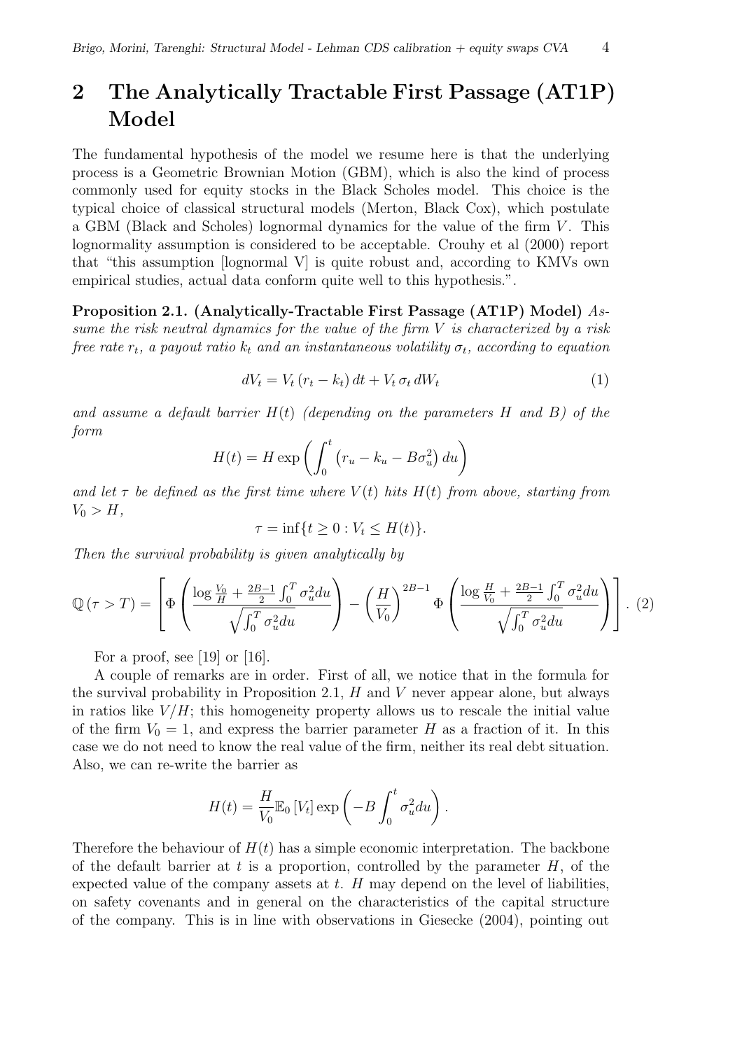# 2 The Analytically Tractable First Passage (AT1P) Model

The fundamental hypothesis of the model we resume here is that the underlying process is a Geometric Brownian Motion (GBM), which is also the kind of process commonly used for equity stocks in the Black Scholes model. This choice is the typical choice of classical structural models (Merton, Black Cox), which postulate a GBM (Black and Scholes) lognormal dynamics for the value of the firm $V$. This lognormality assumption is considered to be acceptable. Crouhy et al (2000) report that "this assumption [lognormal V] is quite robust and, according to KMVs own empirical studies, actual data conform quite well to this hypothesis.".

**Proposition 2.1. (Analytically-Tractable First Passage (AT1P) Model)** *Assume the risk neutral dynamics for the value of the firm $V$ is characterized by a risk free rate $r_t$, a payout ratio $k_t$ and an instantaneous volatility $\sigma_t$, according to equation*

$$dV_t = V_t\,(r_t - k_t)\,dt + V_t\,\sigma_t\,dW_t \tag{1}$$

*and assume a default barrier $H(t)$ (depending on the parameters $H$ and $B$) of the form*

$$H(t) = H\exp\left(\int_0^t \left(r_u - k_u - B\sigma_u^2\right)du\right)$$

*and let $\tau$ be defined as the first time where $V(t)$ hits $H(t)$ from above, starting from $V_0 > H$,*

$$\tau = \inf\{t \geq 0 : V_t \leq H(t)\}.$$

*Then the survival probability is given analytically by*

$$\mathbb{Q}\left(\tau > T\right) = \left[\Phi\left(\frac{\log\frac{V_0}{H} + \frac{2B-1}{2}\int_0^T \sigma_u^2 du}{\sqrt{\int_0^T \sigma_u^2 du}}\right) - \left(\frac{H}{V_0}\right)^{2B-1}\Phi\left(\frac{\log\frac{H}{V_0} + \frac{2B-1}{2}\int_0^T \sigma_u^2 du}{\sqrt{\int_0^T \sigma_u^2 du}}\right)\right]. \tag{2}$$

For a proof, see [19] or [16].

A couple of remarks are in order. First of all, we notice that in the formula for the survival probability in Proposition 2.1, $H$ and $V$ never appear alone, but always in ratios like $V/H$; this homogeneity property allows us to rescale the initial value of the firm $V_0 = 1$, and express the barrier parameter $H$ as a fraction of it. In this case we do not need to know the real value of the firm, neither its real debt situation. Also, we can re-write the barrier as

$$H(t) = \frac{H}{V_0}\mathbb{E}_0\left[V_t\right]\exp\left(-B\int_0^t \sigma_u^2 du\right).$$

Therefore the behaviour of $H(t)$ has a simple economic interpretation. The backbone of the default barrier at $t$ is a proportion, controlled by the parameter $H$, of the expected value of the company assets at $t$. $H$ may depend on the level of liabilities, on safety covenants and in general on the characteristics of the capital structure of the company. This is in line with observations in Giesecke (2004), pointing out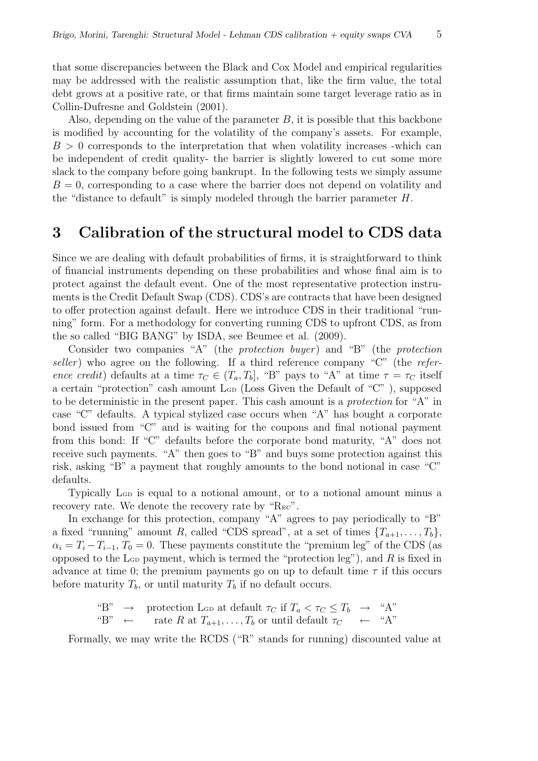that some discrepancies between the Black and Cox Model and empirical regularities may be addressed with the realistic assumption that, like the firm value, the total debt grows at a positive rate, or that firms maintain some target leverage ratio as in Collin-Dufresne and Goldstein (2001).

Also, depending on the value of the parameter $B$, it is possible that this backbone is modified by accounting for the volatility of the company's assets. For example, $B > 0$ corresponds to the interpretation that when volatility increases -which can be independent of credit quality- the barrier is slightly lowered to cut some more slack to the company before going bankrupt. In the following tests we simply assume $B = 0$, corresponding to a case where the barrier does not depend on volatility and the "distance to default" is simply modeled through the barrier parameter $H$.

# 3 Calibration of the structural model to CDS data

Since we are dealing with default probabilities of firms, it is straightforward to think of financial instruments depending on these probabilities and whose final aim is to protect against the default event. One of the most representative protection instruments is the Credit Default Swap (CDS). CDS's are contracts that have been designed to offer protection against default. Here we introduce CDS in their traditional "running" form. For a methodology for converting running CDS to upfront CDS, as from the so called "BIG BANG" by ISDA, see Beumee et al. (2009).

Consider two companies "A" (the *protection buyer*) and "B" (the *protection seller*) who agree on the following. If a third reference company "C" (the *reference credit*) defaults at a time $\tau_C \in (T_a, T_b]$, "B" pays to "A" at time $\tau = \tau_C$ itself a certain "protection" cash amount $\mathrm{L_{GD}}$ (Loss Given the Default of "C" ), supposed to be deterministic in the present paper. This cash amount is a *protection* for "A" in case "C" defaults. A typical stylized case occurs when "A" has bought a corporate bond issued from "C" and is waiting for the coupons and final notional payment from this bond: If "C" defaults before the corporate bond maturity, "A" does not receive such payments. "A" then goes to "B" and buys some protection against this risk, asking "B" a payment that roughly amounts to the bond notional in case "C" defaults.

Typically $\mathrm{L_{GD}}$ is equal to a notional amount, or to a notional amount minus a recovery rate. We denote the recovery rate by "$\mathrm{R_{EC}}$".

In exchange for this protection, company "A" agrees to pay periodically to "B" a fixed "running" amount $R$, called "CDS spread", at a set of times $\{T_{a+1}, \ldots, T_b\}$, $\alpha_i = T_i - T_{i-1}$, $T_0 = 0$. These payments constitute the "premium leg" of the CDS (as opposed to the $\mathrm{L_{GD}}$ payment, which is termed the "protection leg"), and $R$ is fixed in advance at time 0; the premium payments go on up to default time $\tau$ if this occurs before maturity $T_b$, or until maturity $T_b$ if no default occurs.

$$
\begin{array}{lcccc}
\text{"B"} & \rightarrow & \text{protection } \mathrm{L_{GD}} \text{ at default } \tau_C \text{ if } T_a < \tau_C \leq T_b & \rightarrow & \text{"A"} \\
\text{"B"} & \leftarrow & \text{rate } R \text{ at } T_{a+1}, \ldots, T_b \text{ or until default } \tau_C & \leftarrow & \text{"A"}
\end{array}
$$

Formally, we may write the RCDS ("R" stands for running) discounted value at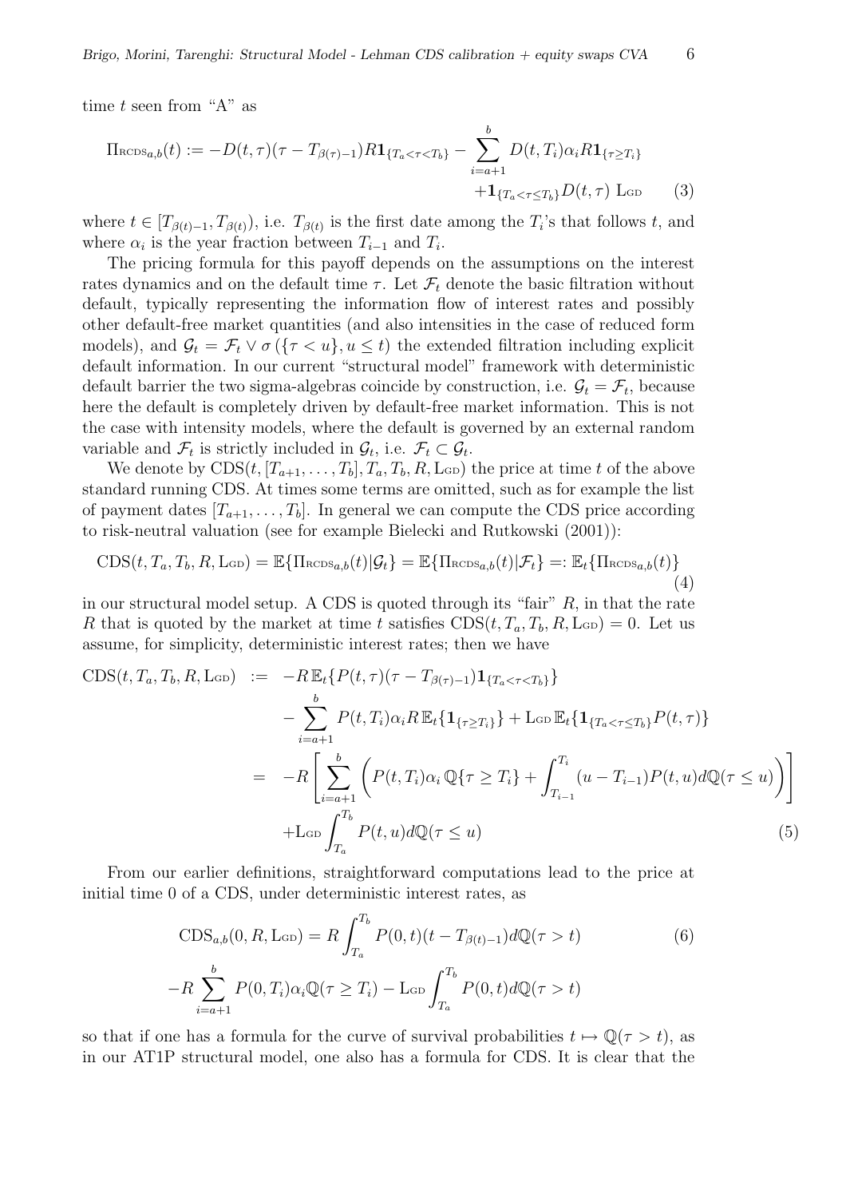time $t$ seen from "A" as

$$\Pi_{\mathrm{RCDS}_{a,b}}(t) := -D(t,\tau)(\tau - T_{\beta(\tau)-1})R\mathbf{1}_{\{T_a<\tau<T_b\}} - \sum_{i=a+1}^{b} D(t,T_i)\alpha_i R\mathbf{1}_{\{\tau\geq T_i\}} + \mathbf{1}_{\{T_a<\tau\leq T_b\}}D(t,\tau)\ \mathrm{L_{GD}} \tag{3}$$

where $t \in [T_{\beta(t)-1}, T_{\beta(t)})$, i.e. $T_{\beta(t)}$ is the first date among the $T_i$'s that follows $t$, and where $\alpha_i$ is the year fraction between $T_{i-1}$ and $T_i$.

The pricing formula for this payoff depends on the assumptions on the interest rates dynamics and on the default time $\tau$. Let $\mathcal{F}_t$ denote the basic filtration without default, typically representing the information flow of interest rates and possibly other default-free market quantities (and also intensities in the case of reduced form models), and $\mathcal{G}_t = \mathcal{F}_t \vee \sigma(\{\tau < u\}, u \leq t)$ the extended filtration including explicit default information. In our current "structural model" framework with deterministic default barrier the two sigma-algebras coincide by construction, i.e. $\mathcal{G}_t = \mathcal{F}_t$, because here the default is completely driven by default-free market information. This is not the case with intensity models, where the default is governed by an external random variable and $\mathcal{F}_t$ is strictly included in $\mathcal{G}_t$, i.e. $\mathcal{F}_t \subset \mathcal{G}_t$.

We denote by $\mathrm{CDS}(t, [T_{a+1}, \ldots, T_b], T_a, T_b, R, \mathrm{L_{GD}})$ the price at time $t$ of the above standard running CDS. At times some terms are omitted, such as for example the list of payment dates $[T_{a+1}, \ldots, T_b]$. In general we can compute the CDS price according to risk-neutral valuation (see for example Bielecki and Rutkowski (2001)):

$$\mathrm{CDS}(t, T_a, T_b, R, \mathrm{L_{GD}}) = \mathbb{E}\{\Pi_{\mathrm{RCDS}_{a,b}}(t)|\mathcal{G}_t\} = \mathbb{E}\{\Pi_{\mathrm{RCDS}_{a,b}}(t)|\mathcal{F}_t\} =: \mathbb{E}_t\{\Pi_{\mathrm{RCDS}_{a,b}}(t)\} \tag{4}$$

in our structural model setup. A CDS is quoted through its "fair" $R$, in that the rate $R$ that is quoted by the market at time $t$ satisfies $\mathrm{CDS}(t, T_a, T_b, R, \mathrm{L_{GD}}) = 0$. Let us assume, for simplicity, deterministic interest rates; then we have

$$\begin{aligned}
\mathrm{CDS}(t, T_a, T_b, R, \mathrm{L_{GD}}) \;&:=\; -R\,\mathbb{E}_t\{P(t,\tau)(\tau - T_{\beta(\tau)-1})\mathbf{1}_{\{T_a<\tau<T_b\}}\} \\
&\quad - \sum_{i=a+1}^{b} P(t,T_i)\alpha_i R\,\mathbb{E}_t\{\mathbf{1}_{\{\tau\geq T_i\}}\} + \mathrm{L_{GD}}\,\mathbb{E}_t\{\mathbf{1}_{\{T_a<\tau\leq T_b\}}P(t,\tau)\} \\
&= -R\left[\sum_{i=a+1}^{b}\left(P(t,T_i)\alpha_i\,\mathbb{Q}\{\tau \geq T_i\} + \int_{T_{i-1}}^{T_i}(u - T_{i-1})P(t,u)d\mathbb{Q}(\tau \leq u)\right)\right] \\
&\quad + \mathrm{L_{GD}}\int_{T_a}^{T_b} P(t,u)d\mathbb{Q}(\tau \leq u)
\end{aligned} \tag{5}$$

From our earlier definitions, straightforward computations lead to the price at initial time 0 of a CDS, under deterministic interest rates, as

$$\begin{aligned}
\mathrm{CDS}_{a,b}(0, R, \mathrm{L_{GD}}) &= R\int_{T_a}^{T_b} P(0,t)(t - T_{\beta(t)-1})d\mathbb{Q}(\tau > t) \\
-R\sum_{i=a+1}^{b} P(0,T_i)\alpha_i\mathbb{Q}(\tau \geq T_i) &- \mathrm{L_{GD}}\int_{T_a}^{T_b} P(0,t)d\mathbb{Q}(\tau > t)
\end{aligned} \tag{6}$$

so that if one has a formula for the curve of survival probabilities $t \mapsto \mathbb{Q}(\tau > t)$, as in our AT1P structural model, one also has a formula for CDS. It is clear that the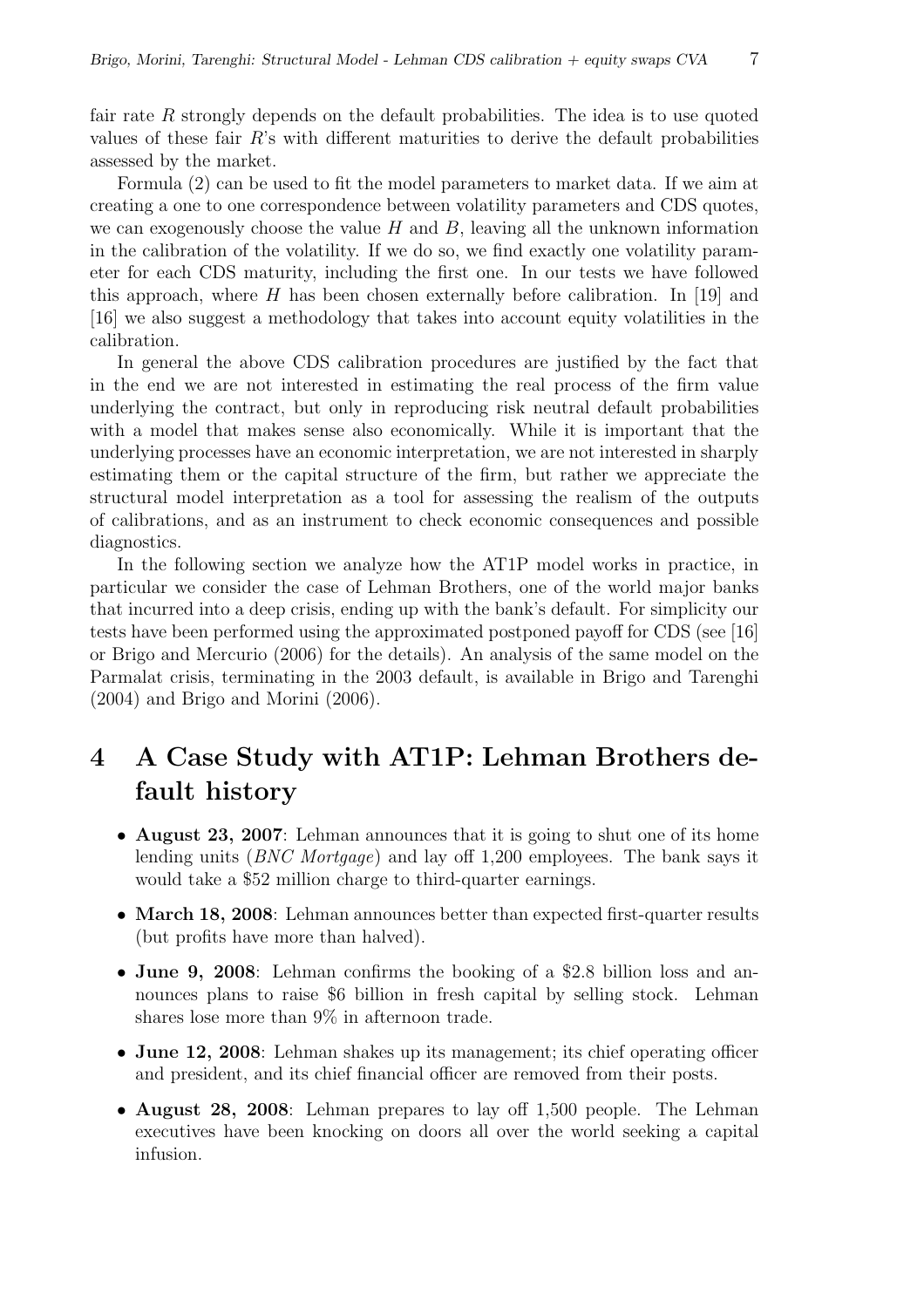fair rate $R$ strongly depends on the default probabilities. The idea is to use quoted values of these fair $R$'s with different maturities to derive the default probabilities assessed by the market.

Formula (2) can be used to fit the model parameters to market data. If we aim at creating a one to one correspondence between volatility parameters and CDS quotes, we can exogenously choose the value $H$ and $B$, leaving all the unknown information in the calibration of the volatility. If we do so, we find exactly one volatility parameter for each CDS maturity, including the first one. In our tests we have followed this approach, where $H$ has been chosen externally before calibration. In [19] and [16] we also suggest a methodology that takes into account equity volatilities in the calibration.

In general the above CDS calibration procedures are justified by the fact that in the end we are not interested in estimating the real process of the firm value underlying the contract, but only in reproducing risk neutral default probabilities with a model that makes sense also economically. While it is important that the underlying processes have an economic interpretation, we are not interested in sharply estimating them or the capital structure of the firm, but rather we appreciate the structural model interpretation as a tool for assessing the realism of the outputs of calibrations, and as an instrument to check economic consequences and possible diagnostics.

In the following section we analyze how the AT1P model works in practice, in particular we consider the case of Lehman Brothers, one of the world major banks that incurred into a deep crisis, ending up with the bank's default. For simplicity our tests have been performed using the approximated postponed payoff for CDS (see [16] or Brigo and Mercurio (2006) for the details). An analysis of the same model on the Parmalat crisis, terminating in the 2003 default, is available in Brigo and Tarenghi (2004) and Brigo and Morini (2006).

# 4 A Case Study with AT1P: Lehman Brothers default history

- **August 23, 2007**: Lehman announces that it is going to shut one of its home lending units (*BNC Mortgage*) and lay off 1,200 employees. The bank says it would take a \$52 million charge to third-quarter earnings.
- **March 18, 2008**: Lehman announces better than expected first-quarter results (but profits have more than halved).
- **June 9, 2008**: Lehman confirms the booking of a \$2.8 billion loss and announces plans to raise \$6 billion in fresh capital by selling stock. Lehman shares lose more than 9% in afternoon trade.
- **June 12, 2008**: Lehman shakes up its management; its chief operating officer and president, and its chief financial officer are removed from their posts.
- **August 28, 2008**: Lehman prepares to lay off 1,500 people. The Lehman executives have been knocking on doors all over the world seeking a capital infusion.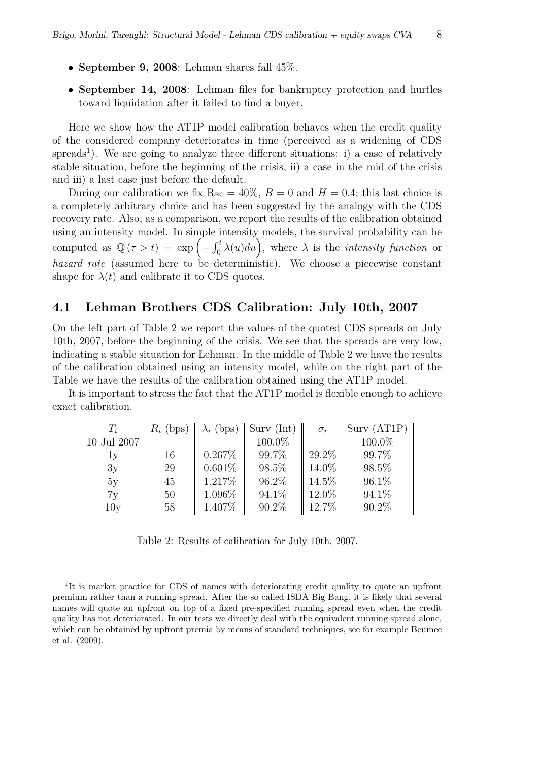- **September 9, 2008**: Lehman shares fall 45%.
- **September 14, 2008**: Lehman files for bankruptcy protection and hurtles toward liquidation after it failed to find a buyer.

Here we show how the AT1P model calibration behaves when the credit quality of the considered company deteriorates in time (perceived as a widening of CDS spreads[1]). We are going to analyze three different situations: i) a case of relatively stable situation, before the beginning of the crisis, ii) a case in the mid of the crisis and iii) a last case just before the default.

During our calibration we fix $R_{EC} = 40\%$, $B = 0$ and $H = 0.4$; this last choice is a completely arbitrary choice and has been suggested by the analogy with the CDS recovery rate. Also, as a comparison, we report the results of the calibration obtained using an intensity model. In simple intensity models, the survival probability can be computed as $\mathbb{Q}(\tau > t) = \exp\left(-\int_0^t \lambda(u)du\right)$, where $\lambda$ is the *intensity function* or *hazard rate* (assumed here to be deterministic). We choose a piecewise constant shape for $\lambda(t)$ and calibrate it to CDS quotes.

## 4.1 Lehman Brothers CDS Calibration: July 10th, 2007

On the left part of Table 2 we report the values of the quoted CDS spreads on July 10th, 2007, before the beginning of the crisis. We see that the spreads are very low, indicating a stable situation for Lehman. In the middle of Table 2 we have the results of the calibration obtained using an intensity model, while on the right part of the Table we have the results of the calibration obtained using the AT1P model.

It is important to stress the fact that the AT1P model is flexible enough to achieve exact calibration.

| $T_i$ | $R_i$ (bps) | $\lambda_i$ (bps) | Surv (Int) | $\sigma_i$ | Surv (AT1P) |
|---|---|---|---|---|---|
| 10 Jul 2007 | | | 100.0% | | 100.0% |
| 1y | 16 | 0.267% | 99.7% | 29.2% | 99.7% |
| 3y | 29 | 0.601% | 98.5% | 14.0% | 98.5% |
| 5y | 45 | 1.217% | 96.2% | 14.5% | 96.1% |
| 7y | 50 | 1.096% | 94.1% | 12.0% | 94.1% |
| 10y | 58 | 1.407% | 90.2% | 12.7% | 90.2% |

Table 2: Results of calibration for July 10th, 2007.

[1] It is market practice for CDS of names with deteriorating credit quality to quote an upfront premium rather than a running spread. After the so called ISDA Big Bang, it is likely that several names will quote an upfront on top of a fixed pre-specified running spread even when the credit quality has not deteriorated. In our tests we directly deal with the equivalent running spread alone, which can be obtained by upfront premia by means of standard techniques, see for example Beumee et al. (2009).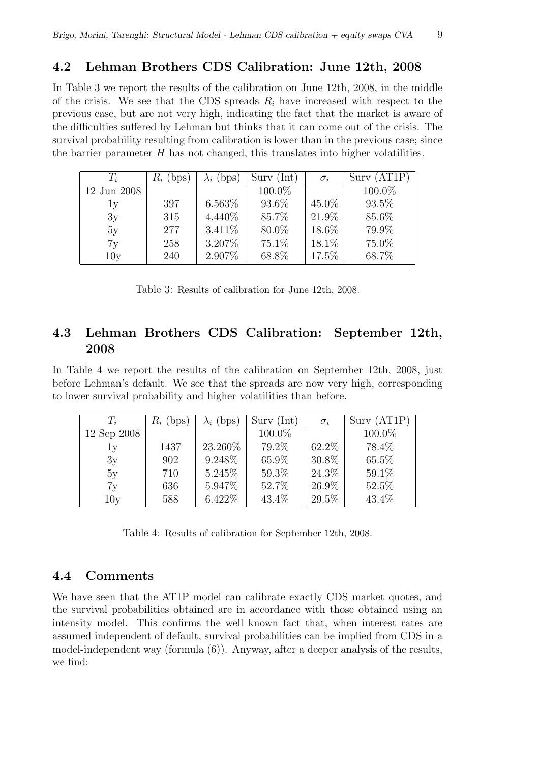## 4.2 Lehman Brothers CDS Calibration: June 12th, 2008

In Table 3 we report the results of the calibration on June 12th, 2008, in the middle of the crisis. We see that the CDS spreads $R_i$ have increased with respect to the previous case, but are not very high, indicating the fact that the market is aware of the difficulties suffered by Lehman but thinks that it can come out of the crisis. The survival probability resulting from calibration is lower than in the previous case; since the barrier parameter $H$ has not changed, this translates into higher volatilities.

| $T_i$ | $R_i$ (bps) | $\lambda_i$ (bps) | Surv (Int) | $\sigma_i$ | Surv (AT1P) |
|---|---|---|---|---|---|
| 12 Jun 2008 | | | 100.0% | | 100.0% |
| 1y | 397 | 6.563% | 93.6% | 45.0% | 93.5% |
| 3y | 315 | 4.440% | 85.7% | 21.9% | 85.6% |
| 5y | 277 | 3.411% | 80.0% | 18.6% | 79.9% |
| 7y | 258 | 3.207% | 75.1% | 18.1% | 75.0% |
| 10y | 240 | 2.907% | 68.8% | 17.5% | 68.7% |

Table 3: Results of calibration for June 12th, 2008.

## 4.3 Lehman Brothers CDS Calibration: September 12th, 2008

In Table 4 we report the results of the calibration on September 12th, 2008, just before Lehman's default. We see that the spreads are now very high, corresponding to lower survival probability and higher volatilities than before.

| $T_i$ | $R_i$ (bps) | $\lambda_i$ (bps) | Surv (Int) | $\sigma_i$ | Surv (AT1P) |
|---|---|---|---|---|---|
| 12 Sep 2008 | | | 100.0% | | 100.0% |
| 1y | 1437 | 23.260% | 79.2% | 62.2% | 78.4% |
| 3y | 902 | 9.248% | 65.9% | 30.8% | 65.5% |
| 5y | 710 | 5.245% | 59.3% | 24.3% | 59.1% |
| 7y | 636 | 5.947% | 52.7% | 26.9% | 52.5% |
| 10y | 588 | 6.422% | 43.4% | 29.5% | 43.4% |

Table 4: Results of calibration for September 12th, 2008.

## 4.4 Comments

We have seen that the AT1P model can calibrate exactly CDS market quotes, and the survival probabilities obtained are in accordance with those obtained using an intensity model. This confirms the well known fact that, when interest rates are assumed independent of default, survival probabilities can be implied from CDS in a model-independent way (formula (6)). Anyway, after a deeper analysis of the results, we find: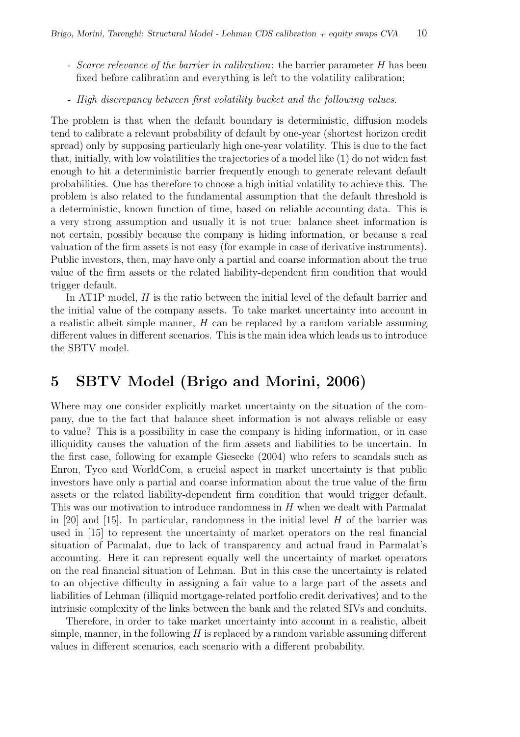- *Scarce relevance of the barrier in calibration*: the barrier parameter $H$ has been fixed before calibration and everything is left to the volatility calibration;
- *High discrepancy between first volatility bucket and the following values*.

The problem is that when the default boundary is deterministic, diffusion models tend to calibrate a relevant probability of default by one-year (shortest horizon credit spread) only by supposing particularly high one-year volatility. This is due to the fact that, initially, with low volatilities the trajectories of a model like (1) do not widen fast enough to hit a deterministic barrier frequently enough to generate relevant default probabilities. One has therefore to choose a high initial volatility to achieve this. The problem is also related to the fundamental assumption that the default threshold is a deterministic, known function of time, based on reliable accounting data. This is a very strong assumption and usually it is not true: balance sheet information is not certain, possibly because the company is hiding information, or because a real valuation of the firm assets is not easy (for example in case of derivative instruments). Public investors, then, may have only a partial and coarse information about the true value of the firm assets or the related liability-dependent firm condition that would trigger default.

In AT1P model, $H$ is the ratio between the initial level of the default barrier and the initial value of the company assets. To take market uncertainty into account in a realistic albeit simple manner, $H$ can be replaced by a random variable assuming different values in different scenarios. This is the main idea which leads us to introduce the SBTV model.

## 5 SBTV Model (Brigo and Morini, 2006)

Where may one consider explicitly market uncertainty on the situation of the company, due to the fact that balance sheet information is not always reliable or easy to value? This is a possibility in case the company is hiding information, or in case illiquidity causes the valuation of the firm assets and liabilities to be uncertain. In the first case, following for example Giesecke (2004) who refers to scandals such as Enron, Tyco and WorldCom, a crucial aspect in market uncertainty is that public investors have only a partial and coarse information about the true value of the firm assets or the related liability-dependent firm condition that would trigger default. This was our motivation to introduce randomness in $H$ when we dealt with Parmalat in [20] and [15]. In particular, randomness in the initial level $H$ of the barrier was used in [15] to represent the uncertainty of market operators on the real financial situation of Parmalat, due to lack of transparency and actual fraud in Parmalat's accounting. Here it can represent equally well the uncertainty of market operators on the real financial situation of Lehman. But in this case the uncertainty is related to an objective difficulty in assigning a fair value to a large part of the assets and liabilities of Lehman (illiquid mortgage-related portfolio credit derivatives) and to the intrinsic complexity of the links between the bank and the related SIVs and conduits.

Therefore, in order to take market uncertainty into account in a realistic, albeit simple, manner, in the following $H$ is replaced by a random variable assuming different values in different scenarios, each scenario with a different probability.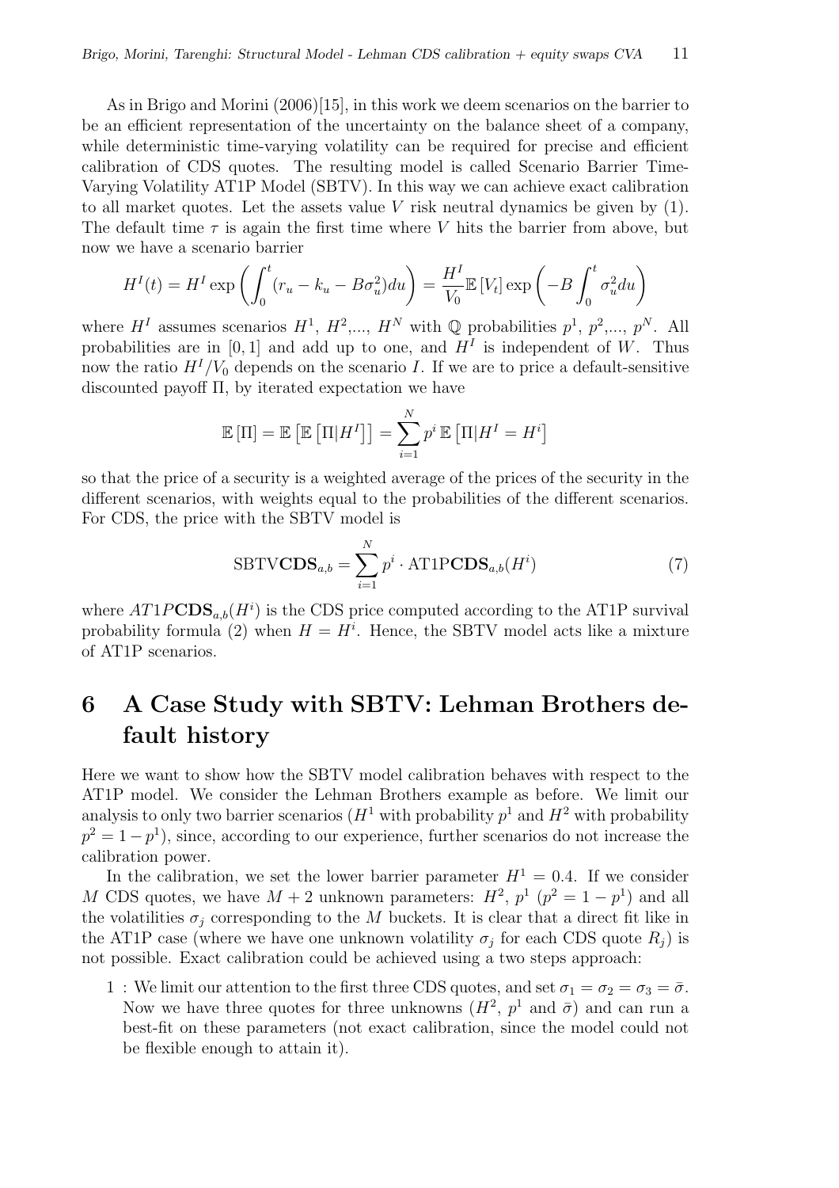As in Brigo and Morini (2006)[15], in this work we deem scenarios on the barrier to be an efficient representation of the uncertainty on the balance sheet of a company, while deterministic time-varying volatility can be required for precise and efficient calibration of CDS quotes. The resulting model is called Scenario Barrier Time-Varying Volatility AT1P Model (SBTV). In this way we can achieve exact calibration to all market quotes. Let the assets value $V$ risk neutral dynamics be given by (1). The default time $\tau$ is again the first time where $V$ hits the barrier from above, but now we have a scenario barrier

$$H^I(t) = H^I \exp\left(\int_0^t (r_u - k_u - B\sigma_u^2)du\right) = \frac{H^I}{V_0}\mathbb{E}\left[V_t\right]\exp\left(-B\int_0^t \sigma_u^2 du\right)$$

where $H^I$ assumes scenarios $H^1$, $H^2$,..., $H^N$ with $\mathbb{Q}$ probabilities $p^1$, $p^2$,..., $p^N$. All probabilities are in $[0,1]$ and add up to one, and $H^I$ is independent of $W$. Thus now the ratio $H^I/V_0$ depends on the scenario $I$. If we are to price a default-sensitive discounted payoff $\Pi$, by iterated expectation we have

$$\mathbb{E}\left[\Pi\right] = \mathbb{E}\left[\mathbb{E}\left[\Pi|H^I\right]\right] = \sum_{i=1}^{N} p^i\, \mathbb{E}\left[\Pi|H^I = H^i\right]$$

so that the price of a security is a weighted average of the prices of the security in the different scenarios, with weights equal to the probabilities of the different scenarios. For CDS, the price with the SBTV model is

$$\text{SBTV}\mathbf{CDS}_{a,b} = \sum_{i=1}^{N} p^i \cdot \text{AT1P}\mathbf{CDS}_{a,b}(H^i) \tag{7}$$

where $AT1P\mathbf{CDS}_{a,b}(H^i)$ is the CDS price computed according to the AT1P survival probability formula (2) when $H = H^i$. Hence, the SBTV model acts like a mixture of AT1P scenarios.

# 6 A Case Study with SBTV: Lehman Brothers default history

Here we want to show how the SBTV model calibration behaves with respect to the AT1P model. We consider the Lehman Brothers example as before. We limit our analysis to only two barrier scenarios ($H^1$ with probability $p^1$ and $H^2$ with probability $p^2 = 1 - p^1$), since, according to our experience, further scenarios do not increase the calibration power.

In the calibration, we set the lower barrier parameter $H^1 = 0.4$. If we consider $M$ CDS quotes, we have $M+2$ unknown parameters: $H^2$, $p^1$ ($p^2 = 1 - p^1$) and all the volatilities $\sigma_j$ corresponding to the $M$ buckets. It is clear that a direct fit like in the AT1P case (where we have one unknown volatility $\sigma_j$ for each CDS quote $R_j$) is not possible. Exact calibration could be achieved using a two steps approach:

1 : We limit our attention to the first three CDS quotes, and set $\sigma_1 = \sigma_2 = \sigma_3 = \bar{\sigma}$. Now we have three quotes for three unknowns ($H^2$, $p^1$ and $\bar{\sigma}$) and can run a best-fit on these parameters (not exact calibration, since the model could not be flexible enough to attain it).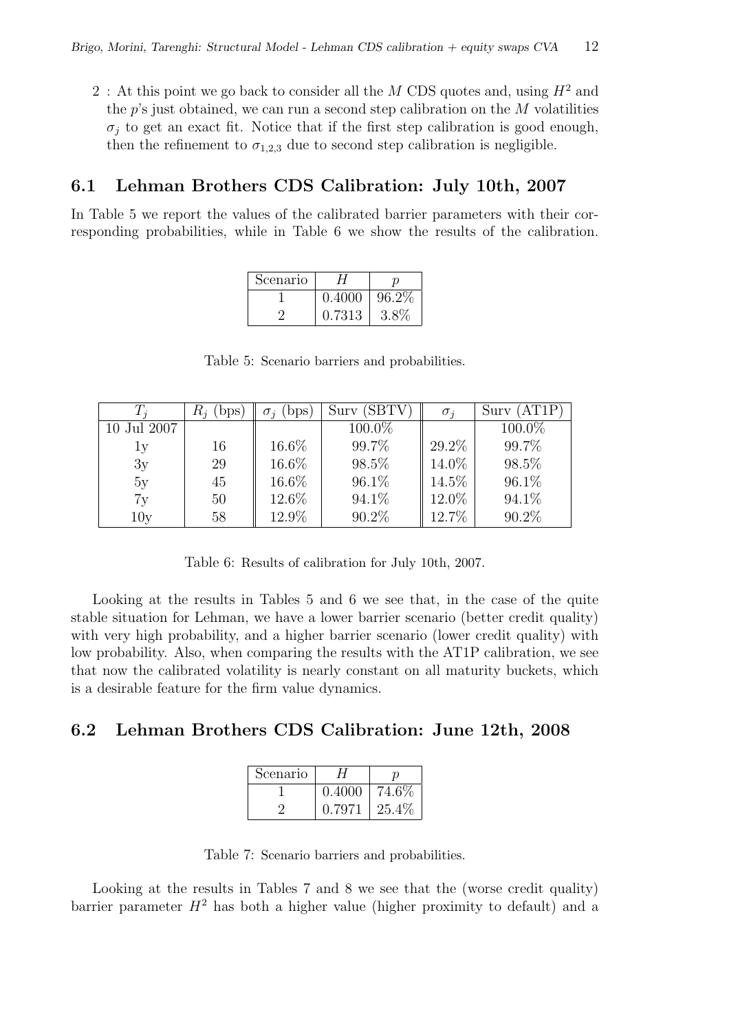2 : At this point we go back to consider all the $M$ CDS quotes and, using $H^2$ and the $p$'s just obtained, we can run a second step calibration on the $M$ volatilities $\sigma_j$ to get an exact fit. Notice that if the first step calibration is good enough, then the refinement to $\sigma_{1,2,3}$ due to second step calibration is negligible.

## 6.1 Lehman Brothers CDS Calibration: July 10th, 2007

In Table 5 we report the values of the calibrated barrier parameters with their corresponding probabilities, while in Table 6 we show the results of the calibration.

| Scenario | $H$ | $p$ |
|---|---|---|
| 1 | 0.4000 | 96.2% |
| 2 | 0.7313 | 3.8% |

Table 5: Scenario barriers and probabilities.

| $T_j$ | $R_j$ (bps) | $\sigma_j$ (bps) | Surv (SBTV) | $\sigma_j$ | Surv (AT1P) |
|---|---|---|---|---|---|
| 10 Jul 2007 | | | 100.0% | | 100.0% |
| 1y | 16 | 16.6% | 99.7% | 29.2% | 99.7% |
| 3y | 29 | 16.6% | 98.5% | 14.0% | 98.5% |
| 5y | 45 | 16.6% | 96.1% | 14.5% | 96.1% |
| 7y | 50 | 12.6% | 94.1% | 12.0% | 94.1% |
| 10y | 58 | 12.9% | 90.2% | 12.7% | 90.2% |

Table 6: Results of calibration for July 10th, 2007.

Looking at the results in Tables 5 and 6 we see that, in the case of the quite stable situation for Lehman, we have a lower barrier scenario (better credit quality) with very high probability, and a higher barrier scenario (lower credit quality) with low probability. Also, when comparing the results with the AT1P calibration, we see that now the calibrated volatility is nearly constant on all maturity buckets, which is a desirable feature for the firm value dynamics.

## 6.2 Lehman Brothers CDS Calibration: June 12th, 2008

| Scenario | $H$ | $p$ |
|---|---|---|
| 1 | 0.4000 | 74.6% |
| 2 | 0.7971 | 25.4% |

Table 7: Scenario barriers and probabilities.

Looking at the results in Tables 7 and 8 we see that the (worse credit quality) barrier parameter $H^2$ has both a higher value (higher proximity to default) and a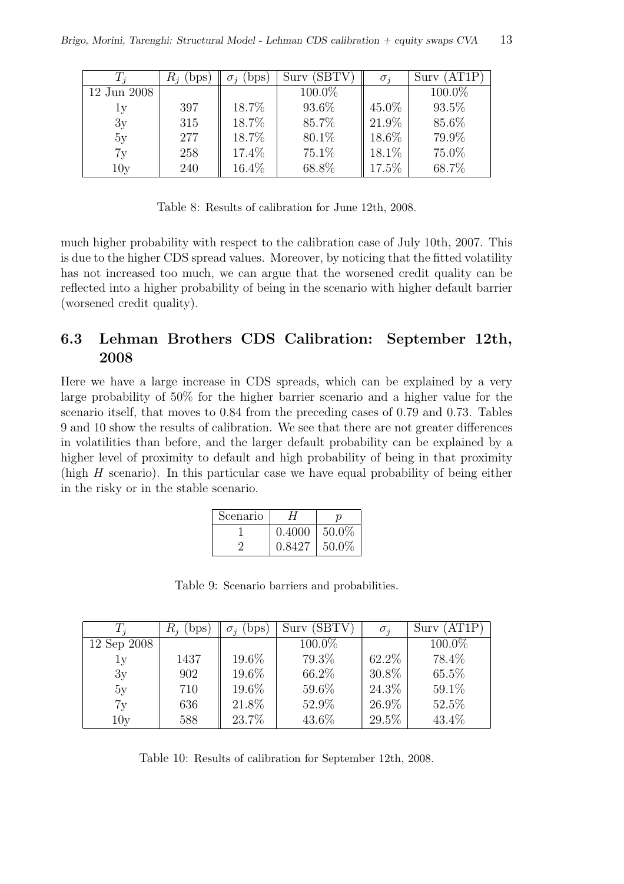| $T_j$ | $R_j$ (bps) | $\sigma_j$ (bps) | Surv (SBTV) | $\sigma_j$ | Surv (AT1P) |
|---|---|---|---|---|---|
| 12 Jun 2008 | | | 100.0% | | 100.0% |
| 1y | 397 | 18.7% | 93.6% | 45.0% | 93.5% |
| 3y | 315 | 18.7% | 85.7% | 21.9% | 85.6% |
| 5y | 277 | 18.7% | 80.1% | 18.6% | 79.9% |
| 7y | 258 | 17.4% | 75.1% | 18.1% | 75.0% |
| 10y | 240 | 16.4% | 68.8% | 17.5% | 68.7% |

Table 8: Results of calibration for June 12th, 2008.

much higher probability with respect to the calibration case of July 10th, 2007. This is due to the higher CDS spread values. Moreover, by noticing that the fitted volatility has not increased too much, we can argue that the worsened credit quality can be reflected into a higher probability of being in the scenario with higher default barrier (worsened credit quality).

## 6.3 Lehman Brothers CDS Calibration: September 12th, 2008

Here we have a large increase in CDS spreads, which can be explained by a very large probability of 50% for the higher barrier scenario and a higher value for the scenario itself, that moves to 0.84 from the preceding cases of 0.79 and 0.73. Tables 9 and 10 show the results of calibration. We see that there are not greater differences in volatilities than before, and the larger default probability can be explained by a higher level of proximity to default and high probability of being in that proximity (high $H$ scenario). In this particular case we have equal probability of being either in the risky or in the stable scenario.

| Scenario | $H$ | $p$ |
|---|---|---|
| 1 | 0.4000 | 50.0% |
| 2 | 0.8427 | 50.0% |

Table 9: Scenario barriers and probabilities.

| $T_j$ | $R_j$ (bps) | $\sigma_j$ (bps) | Surv (SBTV) | $\sigma_j$ | Surv (AT1P) |
|---|---|---|---|---|---|
| 12 Sep 2008 | | | 100.0% | | 100.0% |
| 1y | 1437 | 19.6% | 79.3% | 62.2% | 78.4% |
| 3y | 902 | 19.6% | 66.2% | 30.8% | 65.5% |
| 5y | 710 | 19.6% | 59.6% | 24.3% | 59.1% |
| 7y | 636 | 21.8% | 52.9% | 26.9% | 52.5% |
| 10y | 588 | 23.7% | 43.6% | 29.5% | 43.4% |

Table 10: Results of calibration for September 12th, 2008.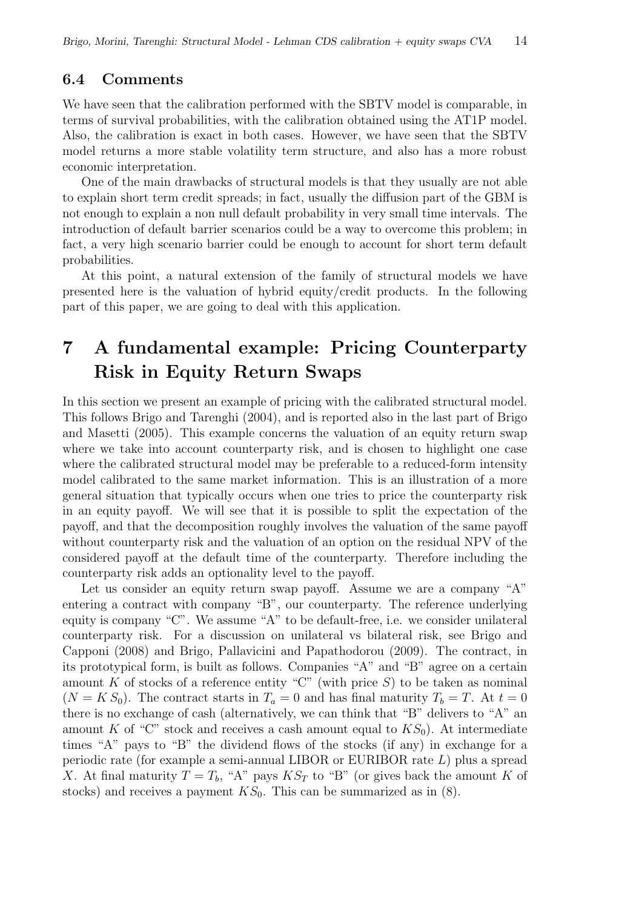### 6.4 Comments

We have seen that the calibration performed with the SBTV model is comparable, in terms of survival probabilities, with the calibration obtained using the AT1P model. Also, the calibration is exact in both cases. However, we have seen that the SBTV model returns a more stable volatility term structure, and also has a more robust economic interpretation.

One of the main drawbacks of structural models is that they usually are not able to explain short term credit spreads; in fact, usually the diffusion part of the GBM is not enough to explain a non null default probability in very small time intervals. The introduction of default barrier scenarios could be a way to overcome this problem; in fact, a very high scenario barrier could be enough to account for short term default probabilities.

At this point, a natural extension of the family of structural models we have presented here is the valuation of hybrid equity/credit products. In the following part of this paper, we are going to deal with this application.

# 7 A fundamental example: Pricing Counterparty Risk in Equity Return Swaps

In this section we present an example of pricing with the calibrated structural model. This follows Brigo and Tarenghi (2004), and is reported also in the last part of Brigo and Masetti (2005). This example concerns the valuation of an equity return swap where we take into account counterparty risk, and is chosen to highlight one case where the calibrated structural model may be preferable to a reduced-form intensity model calibrated to the same market information. This is an illustration of a more general situation that typically occurs when one tries to price the counterparty risk in an equity payoff. We will see that it is possible to split the expectation of the payoff, and that the decomposition roughly involves the valuation of the same payoff without counterparty risk and the valuation of an option on the residual NPV of the considered payoff at the default time of the counterparty. Therefore including the counterparty risk adds an optionality level to the payoff.

Let us consider an equity return swap payoff. Assume we are a company "A" entering a contract with company "B", our counterparty. The reference underlying equity is company "C". We assume "A" to be default-free, i.e. we consider unilateral counterparty risk. For a discussion on unilateral vs bilateral risk, see Brigo and Capponi (2008) and Brigo, Pallavicini and Papathodorou (2009). The contract, in its prototypical form, is built as follows. Companies "A" and "B" agree on a certain amount $K$ of stocks of a reference entity "C" (with price $S$) to be taken as nominal ($N = K\,S_0$). The contract starts in $T_a = 0$ and has final maturity $T_b = T$. At $t = 0$ there is no exchange of cash (alternatively, we can think that "B" delivers to "A" an amount $K$ of "C" stock and receives a cash amount equal to $KS_0$). At intermediate times "A" pays to "B" the dividend flows of the stocks (if any) in exchange for a periodic rate (for example a semi-annual LIBOR or EURIBOR rate $L$) plus a spread $X$. At final maturity $T = T_b$, "A" pays $KS_T$ to "B" (or gives back the amount $K$ of stocks) and receives a payment $KS_0$. This can be summarized as in (8).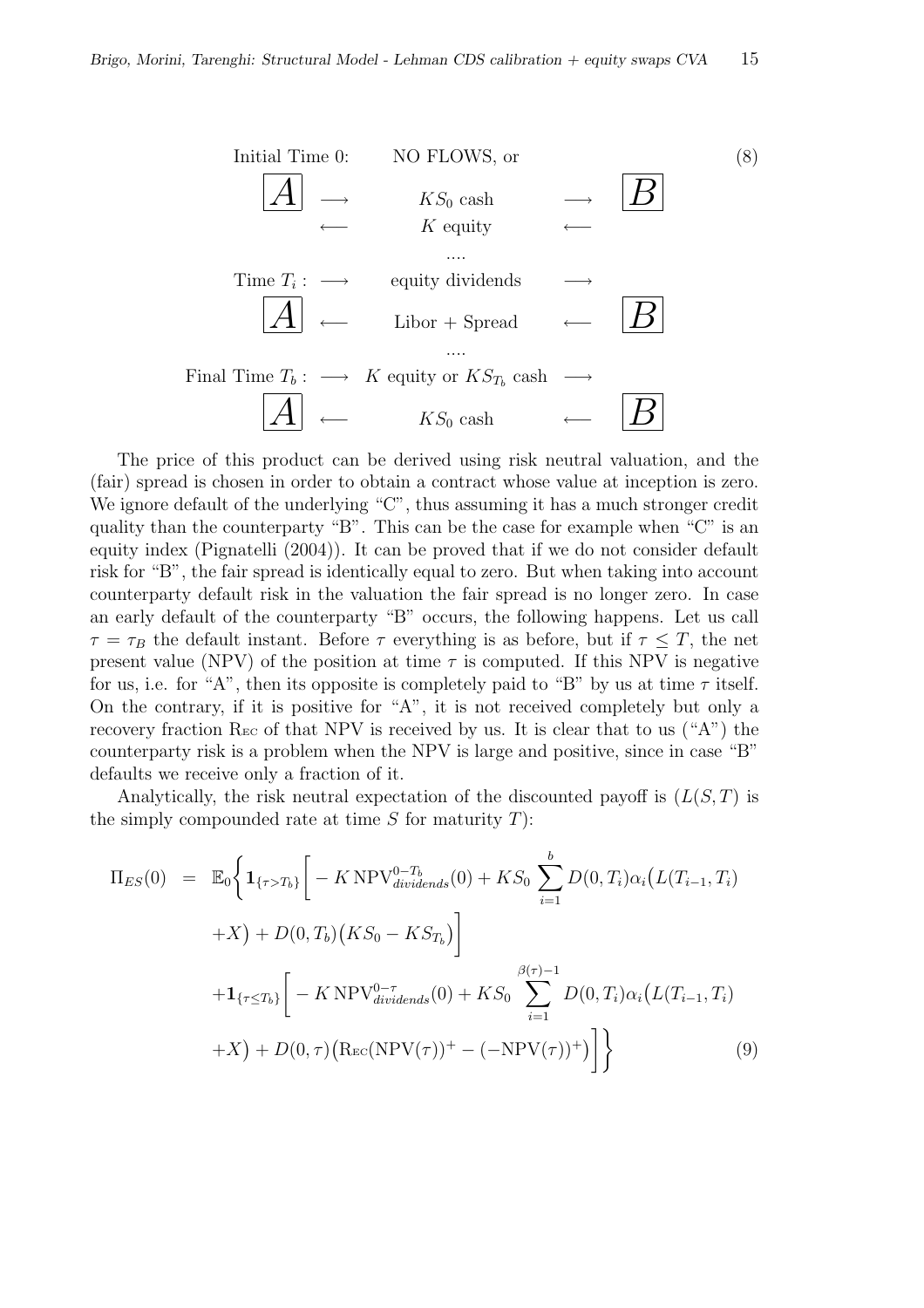$$
\begin{array}{ccccc}
\text{Initial Time 0:} & & \text{NO FLOWS, or} & & \\
\boxed{A} & \longrightarrow & KS_0 \text{ cash} & \longrightarrow & \boxed{B} \\
 & \longleftarrow & K \text{ equity} & \longleftarrow & \\
 & & \ldots & & \\
\text{Time } T_i: & \longrightarrow & \text{equity dividends} & \longrightarrow & \\
\boxed{A} & \longleftarrow & \text{Libor + Spread} & \longleftarrow & \boxed{B} \\
 & & \ldots & & \\
\text{Final Time } T_b: & \longrightarrow & K \text{ equity or } KS_{T_b} \text{ cash} & \longrightarrow & \\
\boxed{A} & \longleftarrow & KS_0 \text{ cash} & \longleftarrow & \boxed{B}
\end{array}
\tag{8}
$$

The price of this product can be derived using risk neutral valuation, and the (fair) spread is chosen in order to obtain a contract whose value at inception is zero. We ignore default of the underlying "C", thus assuming it has a much stronger credit quality than the counterparty "B". This can be the case for example when "C" is an equity index (Pignatelli (2004)). It can be proved that if we do not consider default risk for "B", the fair spread is identically equal to zero. But when taking into account counterparty default risk in the valuation the fair spread is no longer zero. In case an early default of the counterparty "B" occurs, the following happens. Let us call $\tau = \tau_B$ the default instant. Before $\tau$ everything is as before, but if $\tau \leq T$, the net present value (NPV) of the position at time $\tau$ is computed. If this NPV is negative for us, i.e. for "A", then its opposite is completely paid to "B" by us at time $\tau$ itself. On the contrary, if it is positive for "A", it is not received completely but only a recovery fraction $\mathrm{R_{EC}}$ of that NPV is received by us. It is clear that to us ("A") the counterparty risk is a problem when the NPV is large and positive, since in case "B" defaults we receive only a fraction of it.

Analytically, the risk neutral expectation of the discounted payoff is ($L(S,T)$ is the simply compounded rate at time $S$ for maturity $T$):

$$
\begin{aligned}
\Pi_{ES}(0) \;=\; & \mathbb{E}_0\bigg\{ \mathbf{1}_{\{\tau > T_b\}} \bigg[ -K\,\mathrm{NPV}^{0-T_b}_{dividends}(0) + KS_0 \sum_{i=1}^{b} D(0,T_i)\alpha_i\big(L(T_{i-1},T_i) \\
& + X\big) + D(0,T_b)\big(KS_0 - KS_{T_b}\big)\bigg] \\
& + \mathbf{1}_{\{\tau \leq T_b\}} \bigg[ -K\,\mathrm{NPV}^{0-\tau}_{dividends}(0) + KS_0 \sum_{i=1}^{\beta(\tau)-1} D(0,T_i)\alpha_i\big(L(T_{i-1},T_i) \\
& + X\big) + D(0,\tau)\big(\mathrm{R_{EC}}(\mathrm{NPV}(\tau))^+ - (-\mathrm{NPV}(\tau))^+\big)\bigg]\bigg\}
\end{aligned}
\tag{9}
$$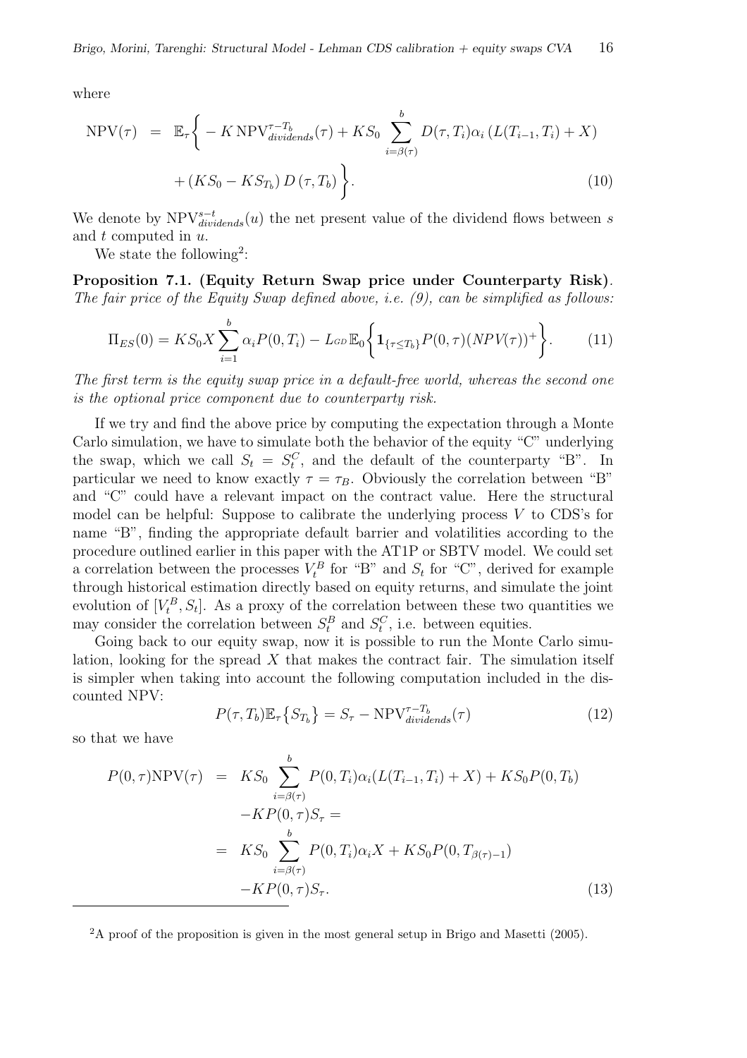where

$$
\begin{aligned}
\mathrm{NPV}(\tau) &= \mathbb{E}_\tau\bigg\{ -K\,\mathrm{NPV}^{\tau-T_b}_{dividends}(\tau) + KS_0 \sum_{i=\beta(\tau)}^{b} D(\tau,T_i)\alpha_i\left(L(T_{i-1},T_i)+X\right) \\
&\quad + \left(KS_0 - KS_{T_b}\right) D\left(\tau,T_b\right)\bigg\}. \qquad (10)
\end{aligned}
$$

We denote by $\mathrm{NPV}^{s-t}_{dividends}(u)$ the net present value of the dividend flows between $s$ and $t$ computed in $u$.

We state the following[2]:

**Proposition 7.1. (Equity Return Swap price under Counterparty Risk).** *The fair price of the Equity Swap defined above, i.e. (9), can be simplified as follows:*

$$
\Pi_{ES}(0) = KS_0 X \sum_{i=1}^{b} \alpha_i P(0,T_i) - L_{GD}\,\mathbb{E}_0\bigg\{\mathbf{1}_{\{\tau\le T_b\}} P(0,\tau)(NPV(\tau))^+\bigg\}. \qquad (11)
$$

*The first term is the equity swap price in a default-free world, whereas the second one is the optional price component due to counterparty risk.*

If we try and find the above price by computing the expectation through a Monte Carlo simulation, we have to simulate both the behavior of the equity "C" underlying the swap, which we call $S_t = S^C_t$, and the default of the counterparty "B". In particular we need to know exactly $\tau = \tau_B$. Obviously the correlation between "B" and "C" could have a relevant impact on the contract value. Here the structural model can be helpful: Suppose to calibrate the underlying process $V$ to CDS's for name "B", finding the appropriate default barrier and volatilities according to the procedure outlined earlier in this paper with the AT1P or SBTV model. We could set a correlation between the processes $V^B_t$ for "B" and $S_t$ for "C", derived for example through historical estimation directly based on equity returns, and simulate the joint evolution of $[V^B_t, S_t]$. As a proxy of the correlation between these two quantities we may consider the correlation between $S^B_t$ and $S^C_t$, i.e. between equities.

Going back to our equity swap, now it is possible to run the Monte Carlo simulation, looking for the spread $X$ that makes the contract fair. The simulation itself is simpler when taking into account the following computation included in the discounted NPV:

$$
P(\tau,T_b)\mathbb{E}_\tau\{S_{T_b}\} = S_\tau - \mathrm{NPV}^{\tau-T_b}_{dividends}(\tau) \qquad (12)
$$

so that we have

$$
\begin{aligned}
P(0,\tau)\mathrm{NPV}(\tau) &= KS_0 \sum_{i=\beta(\tau)}^{b} P(0,T_i)\alpha_i(L(T_{i-1},T_i)+X) + KS_0 P(0,T_b) \\
&\quad -KP(0,\tau)S_\tau = \\
&= KS_0 \sum_{i=\beta(\tau)}^{b} P(0,T_i)\alpha_i X + KS_0 P(0,T_{\beta(\tau)-1}) \\
&\quad -KP(0,\tau)S_\tau. \qquad (13)
\end{aligned}
$$

[2] A proof of the proposition is given in the most general setup in Brigo and Masetti (2005).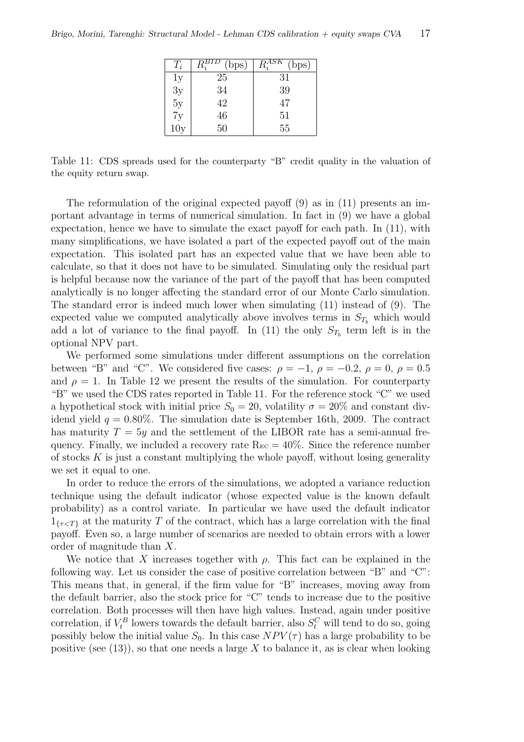| $T_i$ | $R_i^{BID}$ (bps) | $R_i^{ASK}$ (bps) |
|---|---|---|
| 1y | 25 | 31 |
| 3y | 34 | 39 |
| 5y | 42 | 47 |
| 7y | 46 | 51 |
| 10y | 50 | 55 |

Table 11: CDS spreads used for the counterparty "B" credit quality in the valuation of the equity return swap.

The reformulation of the original expected payoff (9) as in (11) presents an important advantage in terms of numerical simulation. In fact in (9) we have a global expectation, hence we have to simulate the exact payoff for each path. In (11), with many simplifications, we have isolated a part of the expected payoff out of the main expectation. This isolated part has an expected value that we have been able to calculate, so that it does not have to be simulated. Simulating only the residual part is helpful because now the variance of the part of the payoff that has been computed analytically is no longer affecting the standard error of our Monte Carlo simulation. The standard error is indeed much lower when simulating (11) instead of (9). The expected value we computed analytically above involves terms in $S_{T_b}$ which would add a lot of variance to the final payoff. In (11) the only $S_{T_b}$ term left is in the optional NPV part.

We performed some simulations under different assumptions on the correlation between "B" and "C". We considered five cases: $\rho = -1$, $\rho = -0.2$, $\rho = 0$, $\rho = 0.5$ and $\rho = 1$. In Table 12 we present the results of the simulation. For counterparty "B" we used the CDS rates reported in Table 11. For the reference stock "C" we used a hypothetical stock with initial price $S_0 = 20$, volatility $\sigma = 20\%$ and constant dividend yield $q = 0.80\%$. The simulation date is September 16th, 2009. The contract has maturity $T = 5y$ and the settlement of the LIBOR rate has a semi-annual frequency. Finally, we included a recovery rate $\mathrm{R_{EC}} = 40\%$. Since the reference number of stocks $K$ is just a constant multiplying the whole payoff, without losing generality we set it equal to one.

In order to reduce the errors of the simulations, we adopted a variance reduction technique using the default indicator (whose expected value is the known default probability) as a control variate. In particular we have used the default indicator $1_{\{\tau<T\}}$ at the maturity $T$ of the contract, which has a large correlation with the final payoff. Even so, a large number of scenarios are needed to obtain errors with a lower order of magnitude than $X$.

We notice that $X$ increases together with $\rho$. This fact can be explained in the following way. Let us consider the case of positive correlation between "B" and "C": This means that, in general, if the firm value for "B" increases, moving away from the default barrier, also the stock price for "C" tends to increase due to the positive correlation. Both processes will then have high values. Instead, again under positive correlation, if $V_t^B$ lowers towards the default barrier, also $S_t^C$ will tend to do so, going possibly below the initial value $S_0$. In this case $NPV(\tau)$ has a large probability to be positive (see (13)), so that one needs a large $X$ to balance it, as is clear when looking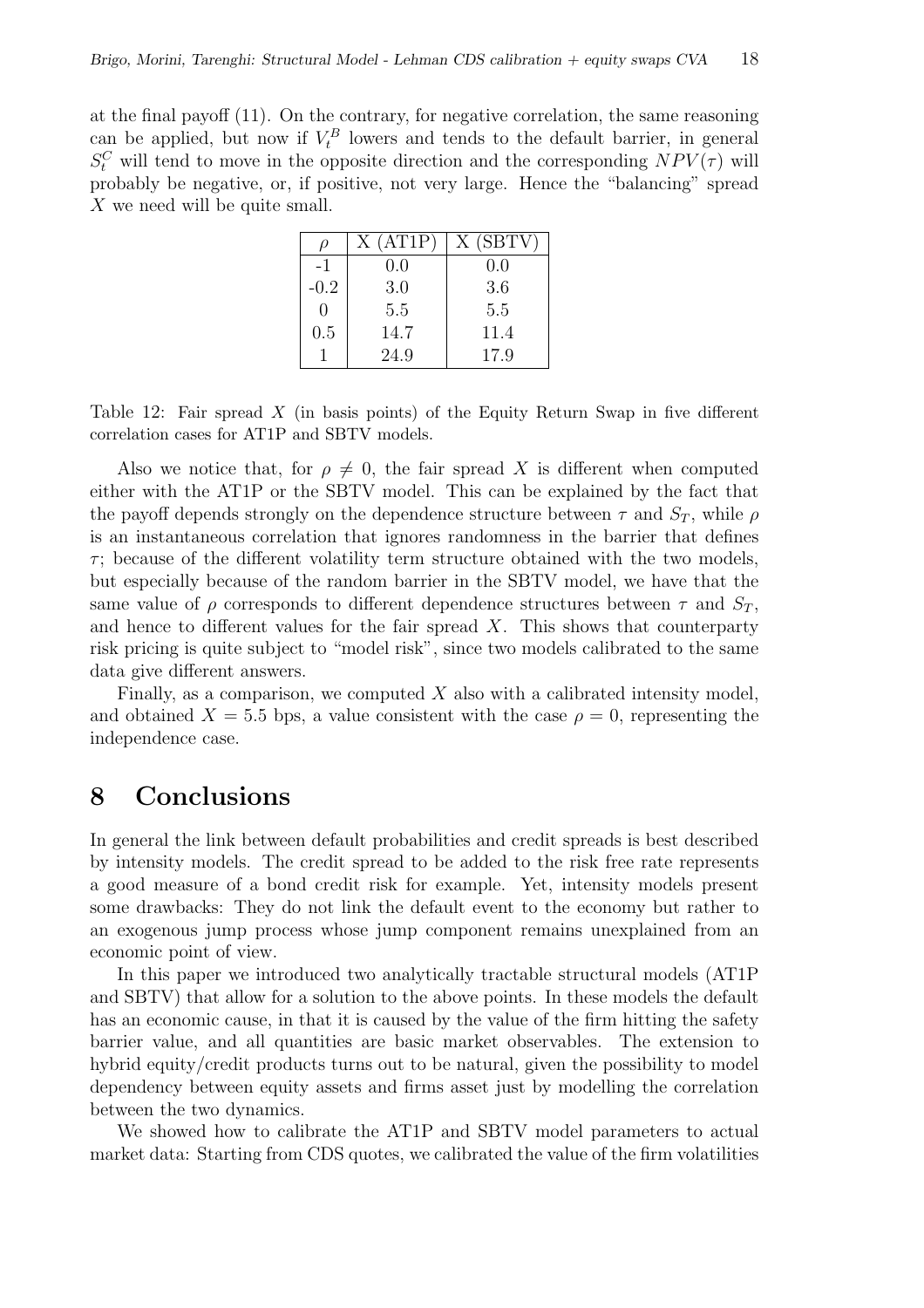at the final payoff (11). On the contrary, for negative correlation, the same reasoning can be applied, but now if $V_t^B$ lowers and tends to the default barrier, in general $S_t^C$ will tend to move in the opposite direction and the corresponding $NPV(\tau)$ will probably be negative, or, if positive, not very large. Hence the "balancing" spread $X$ we need will be quite small.

| $\rho$ | X (AT1P) | X (SBTV) |
|---|---|---|
| -1 | 0.0 | 0.0 |
| -0.2 | 3.0 | 3.6 |
| 0 | 5.5 | 5.5 |
| 0.5 | 14.7 | 11.4 |
| 1 | 24.9 | 17.9 |

Table 12: Fair spread $X$ (in basis points) of the Equity Return Swap in five different correlation cases for AT1P and SBTV models.

Also we notice that, for $\rho \neq 0$, the fair spread $X$ is different when computed either with the AT1P or the SBTV model. This can be explained by the fact that the payoff depends strongly on the dependence structure between $\tau$ and $S_T$, while $\rho$ is an instantaneous correlation that ignores randomness in the barrier that defines $\tau$; because of the different volatility term structure obtained with the two models, but especially because of the random barrier in the SBTV model, we have that the same value of $\rho$ corresponds to different dependence structures between $\tau$ and $S_T$, and hence to different values for the fair spread $X$. This shows that counterparty risk pricing is quite subject to "model risk", since two models calibrated to the same data give different answers.

Finally, as a comparison, we computed $X$ also with a calibrated intensity model, and obtained $X = 5.5$ bps, a value consistent with the case $\rho = 0$, representing the independence case.

# 8 Conclusions

In general the link between default probabilities and credit spreads is best described by intensity models. The credit spread to be added to the risk free rate represents a good measure of a bond credit risk for example. Yet, intensity models present some drawbacks: They do not link the default event to the economy but rather to an exogenous jump process whose jump component remains unexplained from an economic point of view.

In this paper we introduced two analytically tractable structural models (AT1P and SBTV) that allow for a solution to the above points. In these models the default has an economic cause, in that it is caused by the value of the firm hitting the safety barrier value, and all quantities are basic market observables. The extension to hybrid equity/credit products turns out to be natural, given the possibility to model dependency between equity assets and firms asset just by modelling the correlation between the two dynamics.

We showed how to calibrate the AT1P and SBTV model parameters to actual market data: Starting from CDS quotes, we calibrated the value of the firm volatilities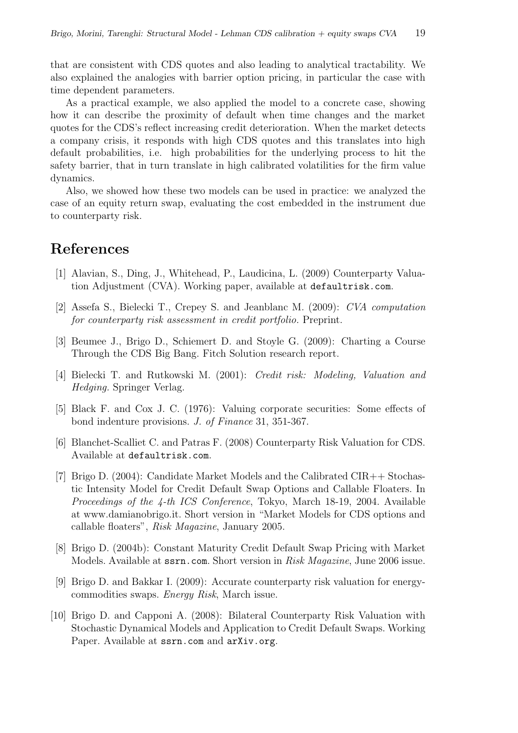that are consistent with CDS quotes and also leading to analytical tractability. We also explained the analogies with barrier option pricing, in particular the case with time dependent parameters.

As a practical example, we also applied the model to a concrete case, showing how it can describe the proximity of default when time changes and the market quotes for the CDS's reflect increasing credit deterioration. When the market detects a company crisis, it responds with high CDS quotes and this translates into high default probabilities, i.e. high probabilities for the underlying process to hit the safety barrier, that in turn translate in high calibrated volatilities for the firm value dynamics.

Also, we showed how these two models can be used in practice: we analyzed the case of an equity return swap, evaluating the cost embedded in the instrument due to counterparty risk.

# References

[1] Alavian, S., Ding, J., Whitehead, P., Laudicina, L. (2009) Counterparty Valuation Adjustment (CVA). Working paper, available at `defaultrisk.com`.

[2] Assefa S., Bielecki T., Crepey S. and Jeanblanc M. (2009): *CVA computation for counterparty risk assessment in credit portfolio*. Preprint.

[3] Beumee J., Brigo D., Schiemert D. and Stoyle G. (2009): Charting a Course Through the CDS Big Bang. Fitch Solution research report.

[4] Bielecki T. and Rutkowski M. (2001): *Credit risk: Modeling, Valuation and Hedging*. Springer Verlag.

[5] Black F. and Cox J. C. (1976): Valuing corporate securities: Some effects of bond indenture provisions. *J. of Finance* 31, 351-367.

[6] Blanchet-Scalliet C. and Patras F. (2008) Counterparty Risk Valuation for CDS. Available at `defaultrisk.com`.

[7] Brigo D. (2004): Candidate Market Models and the Calibrated CIR++ Stochastic Intensity Model for Credit Default Swap Options and Callable Floaters. In *Proceedings of the 4-th ICS Conference*, Tokyo, March 18-19, 2004. Available at www.damianobrigo.it. Short version in "Market Models for CDS options and callable floaters", *Risk Magazine*, January 2005.

[8] Brigo D. (2004b): Constant Maturity Credit Default Swap Pricing with Market Models. Available at `ssrn.com`. Short version in *Risk Magazine*, June 2006 issue.

[9] Brigo D. and Bakkar I. (2009): Accurate counterparty risk valuation for energy-commodities swaps. *Energy Risk*, March issue.

[10] Brigo D. and Capponi A. (2008): Bilateral Counterparty Risk Valuation with Stochastic Dynamical Models and Application to Credit Default Swaps. Working Paper. Available at `ssrn.com` and `arXiv.org`.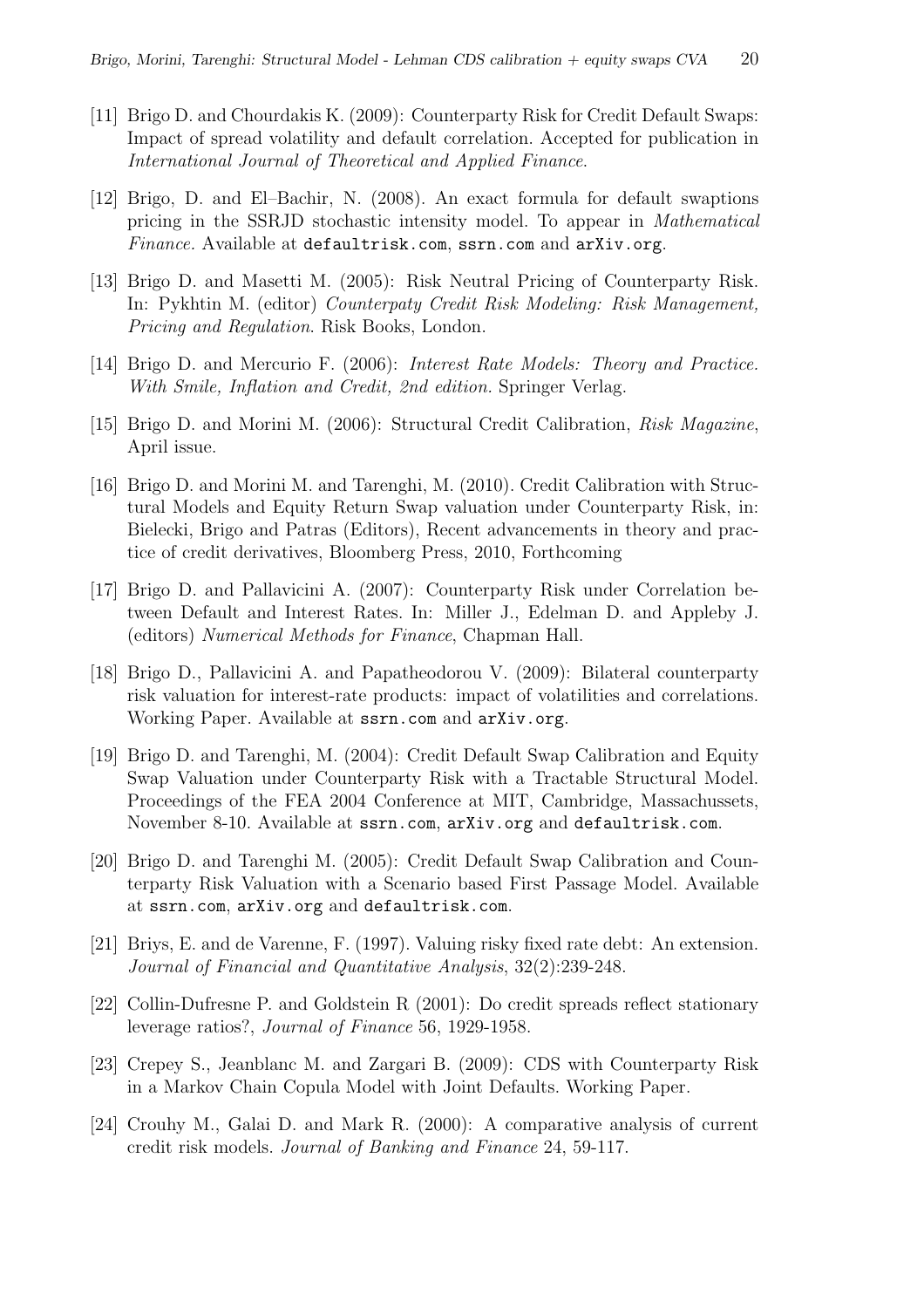[11] Brigo D. and Chourdakis K. (2009): Counterparty Risk for Credit Default Swaps: Impact of spread volatility and default correlation. Accepted for publication in *International Journal of Theoretical and Applied Finance*.

[12] Brigo, D. and El–Bachir, N. (2008). An exact formula for default swaptions pricing in the SSRJD stochastic intensity model. To appear in *Mathematical Finance.* Available at `defaultrisk.com`, `ssrn.com` and `arXiv.org`.

[13] Brigo D. and Masetti M. (2005): Risk Neutral Pricing of Counterparty Risk. In: Pykhtin M. (editor) *Counterpaty Credit Risk Modeling: Risk Management, Pricing and Regulation*. Risk Books, London.

[14] Brigo D. and Mercurio F. (2006): *Interest Rate Models: Theory and Practice. With Smile, Inflation and Credit, 2nd edition.* Springer Verlag.

[15] Brigo D. and Morini M. (2006): Structural Credit Calibration, *Risk Magazine*, April issue.

[16] Brigo D. and Morini M. and Tarenghi, M. (2010). Credit Calibration with Structural Models and Equity Return Swap valuation under Counterparty Risk, in: Bielecki, Brigo and Patras (Editors), Recent advancements in theory and practice of credit derivatives, Bloomberg Press, 2010, Forthcoming

[17] Brigo D. and Pallavicini A. (2007): Counterparty Risk under Correlation between Default and Interest Rates. In: Miller J., Edelman D. and Appleby J. (editors) *Numerical Methods for Finance*, Chapman Hall.

[18] Brigo D., Pallavicini A. and Papatheodorou V. (2009): Bilateral counterparty risk valuation for interest-rate products: impact of volatilities and correlations. Working Paper. Available at `ssrn.com` and `arXiv.org`.

[19] Brigo D. and Tarenghi, M. (2004): Credit Default Swap Calibration and Equity Swap Valuation under Counterparty Risk with a Tractable Structural Model. Proceedings of the FEA 2004 Conference at MIT, Cambridge, Massachussets, November 8-10. Available at `ssrn.com`, `arXiv.org` and `defaultrisk.com`.

[20] Brigo D. and Tarenghi M. (2005): Credit Default Swap Calibration and Counterparty Risk Valuation with a Scenario based First Passage Model. Available at `ssrn.com`, `arXiv.org` and `defaultrisk.com`.

[21] Briys, E. and de Varenne, F. (1997). Valuing risky fixed rate debt: An extension. *Journal of Financial and Quantitative Analysis*, 32(2):239-248.

[22] Collin-Dufresne P. and Goldstein R (2001): Do credit spreads reflect stationary leverage ratios?, *Journal of Finance* 56, 1929-1958.

[23] Crepey S., Jeanblanc M. and Zargari B. (2009): CDS with Counterparty Risk in a Markov Chain Copula Model with Joint Defaults. Working Paper.

[24] Crouhy M., Galai D. and Mark R. (2000): A comparative analysis of current credit risk models. *Journal of Banking and Finance* 24, 59-117.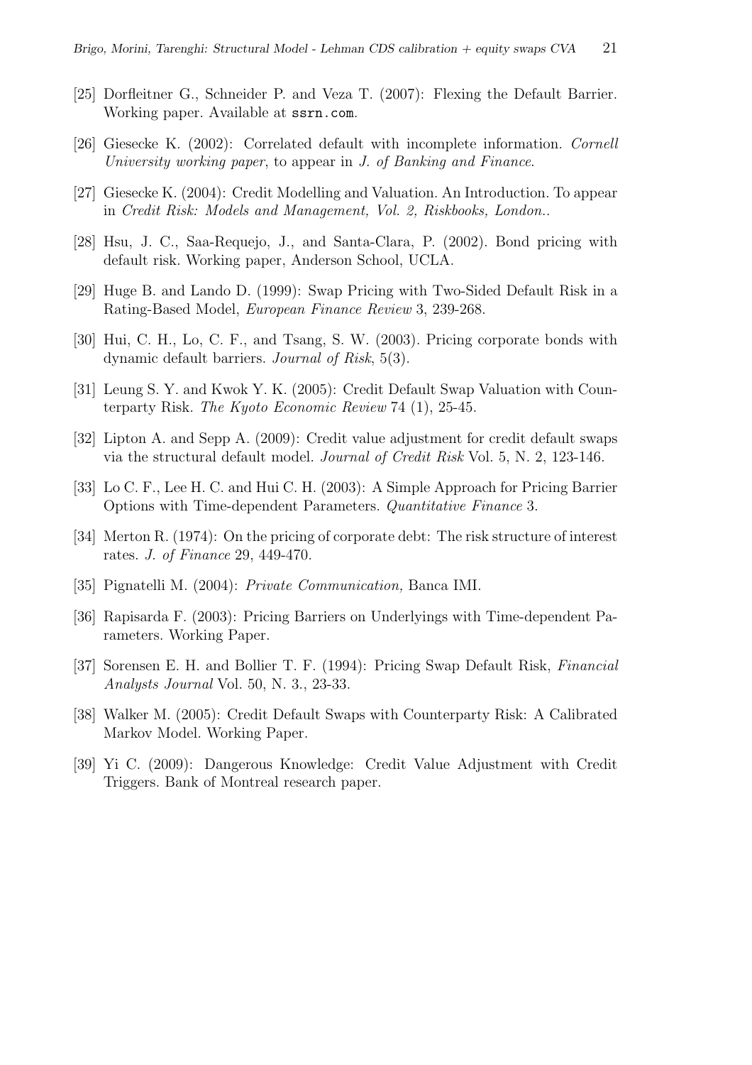[25] Dorfleitner G., Schneider P. and Veza T. (2007): Flexing the Default Barrier. Working paper. Available at ssrn.com.

[26] Giesecke K. (2002): Correlated default with incomplete information. *Cornell University working paper*, to appear in *J. of Banking and Finance*.

[27] Giesecke K. (2004): Credit Modelling and Valuation. An Introduction. To appear in *Credit Risk: Models and Management, Vol. 2, Riskbooks, London.*.

[28] Hsu, J. C., Saa-Requejo, J., and Santa-Clara, P. (2002). Bond pricing with default risk. Working paper, Anderson School, UCLA.

[29] Huge B. and Lando D. (1999): Swap Pricing with Two-Sided Default Risk in a Rating-Based Model, *European Finance Review* 3, 239-268.

[30] Hui, C. H., Lo, C. F., and Tsang, S. W. (2003). Pricing corporate bonds with dynamic default barriers. *Journal of Risk*, 5(3).

[31] Leung S. Y. and Kwok Y. K. (2005): Credit Default Swap Valuation with Counterparty Risk. *The Kyoto Economic Review* 74 (1), 25-45.

[32] Lipton A. and Sepp A. (2009): Credit value adjustment for credit default swaps via the structural default model. *Journal of Credit Risk* Vol. 5, N. 2, 123-146.

[33] Lo C. F., Lee H. C. and Hui C. H. (2003): A Simple Approach for Pricing Barrier Options with Time-dependent Parameters. *Quantitative Finance* 3.

[34] Merton R. (1974): On the pricing of corporate debt: The risk structure of interest rates. *J. of Finance* 29, 449-470.

[35] Pignatelli M. (2004): *Private Communication,* Banca IMI.

[36] Rapisarda F. (2003): Pricing Barriers on Underlyings with Time-dependent Parameters. Working Paper.

[37] Sorensen E. H. and Bollier T. F. (1994): Pricing Swap Default Risk, *Financial Analysts Journal* Vol. 50, N. 3., 23-33.

[38] Walker M. (2005): Credit Default Swaps with Counterparty Risk: A Calibrated Markov Model. Working Paper.

[39] Yi C. (2009): Dangerous Knowledge: Credit Value Adjustment with Credit Triggers. Bank of Montreal research paper.